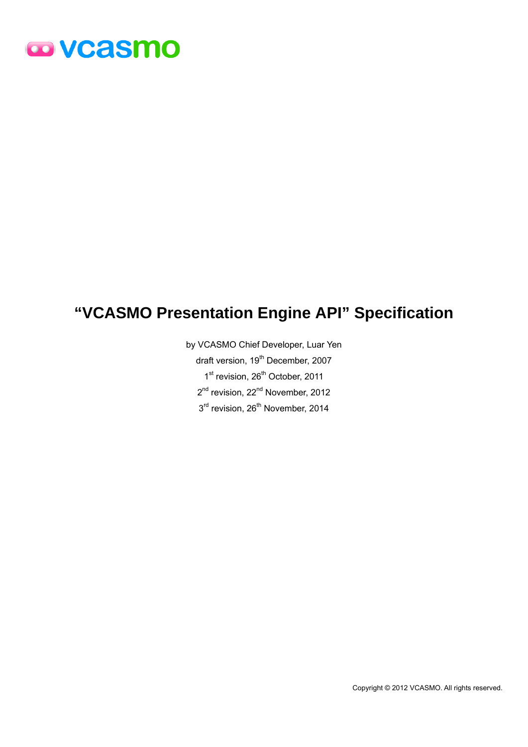vcasmo

# "VCASMO Presentation Engine API" Specification

by VCASMO Chief Developer, Luar Yen

draft version, 19th December, 2007

1st revision, 26th October, 2011

2nd revision, 22nd November, 2012

3rd revision, 26th November, 2014

Copyright © 2012 VCASMO. All rights reserved.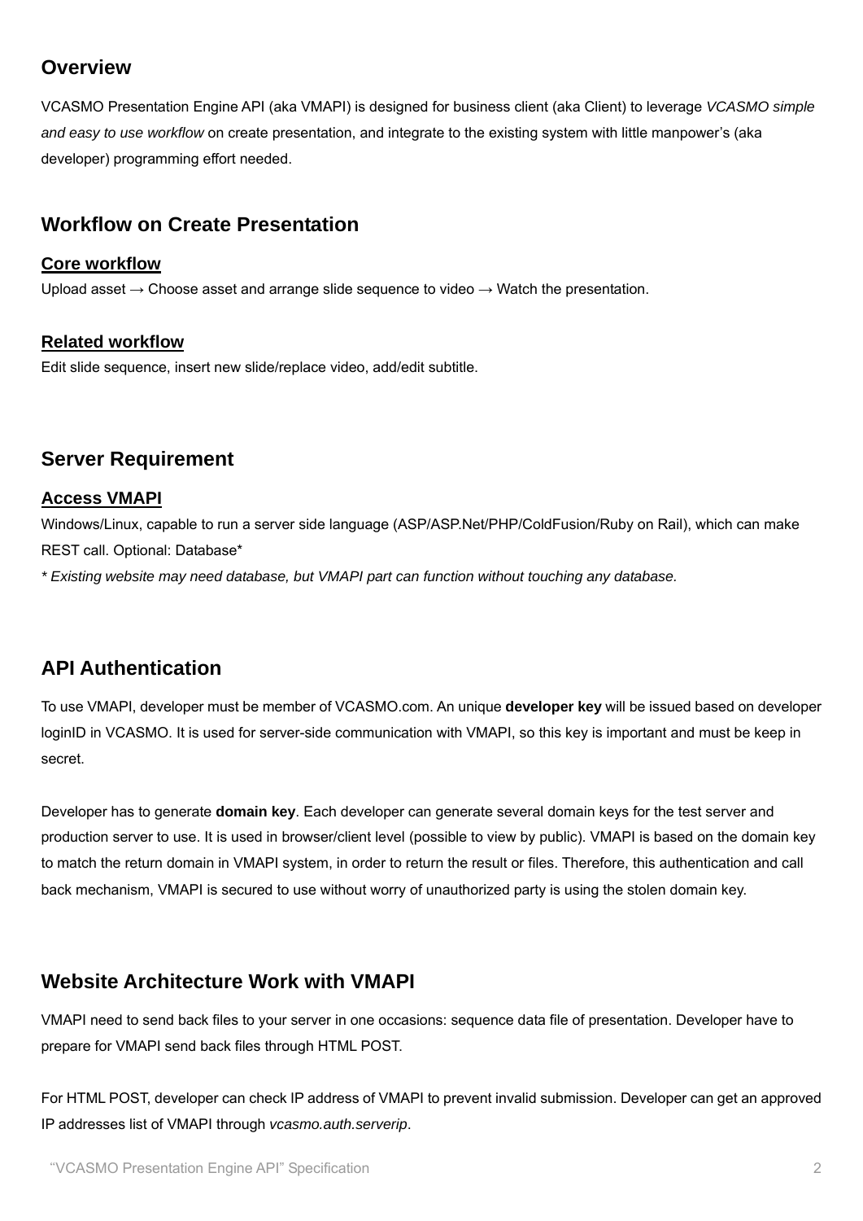## Overview

VCASMO Presentation Engine API (aka VMAPI) is designed for business client (aka Client) to leverage *VCASMO simple and easy to use workflow* on create presentation, and integrate to the existing system with little manpower's (aka developer) programming effort needed.

## Workflow on Create Presentation

### Core workflow

Upload asset → Choose asset and arrange slide sequence to video → Watch the presentation.

### Related workflow

Edit slide sequence, insert new slide/replace video, add/edit subtitle.

## Server Requirement

### Access VMAPI

Windows/Linux, capable to run a server side language (ASP/ASP.Net/PHP/ColdFusion/Ruby on Rail), which can make REST call. Optional: Database*

*\* Existing website may need database, but VMAPI part can function without touching any database.*

## API Authentication

To use VMAPI, developer must be member of VCASMO.com. An unique **developer key** will be issued based on developer loginID in VCASMO. It is used for server-side communication with VMAPI, so this key is important and must be keep in secret.

Developer has to generate **domain key**. Each developer can generate several domain keys for the test server and production server to use. It is used in browser/client level (possible to view by public). VMAPI is based on the domain key to match the return domain in VMAPI system, in order to return the result or files. Therefore, this authentication and call back mechanism, VMAPI is secured to use without worry of unauthorized party is using the stolen domain key.

## Website Architecture Work with VMAPI

VMAPI need to send back files to your server in one occasions: sequence data file of presentation. Developer have to prepare for VMAPI send back files through HTML POST.

For HTML POST, developer can check IP address of VMAPI to prevent invalid submission. Developer can get an approved IP addresses list of VMAPI through *vcasmo.auth.serverip*.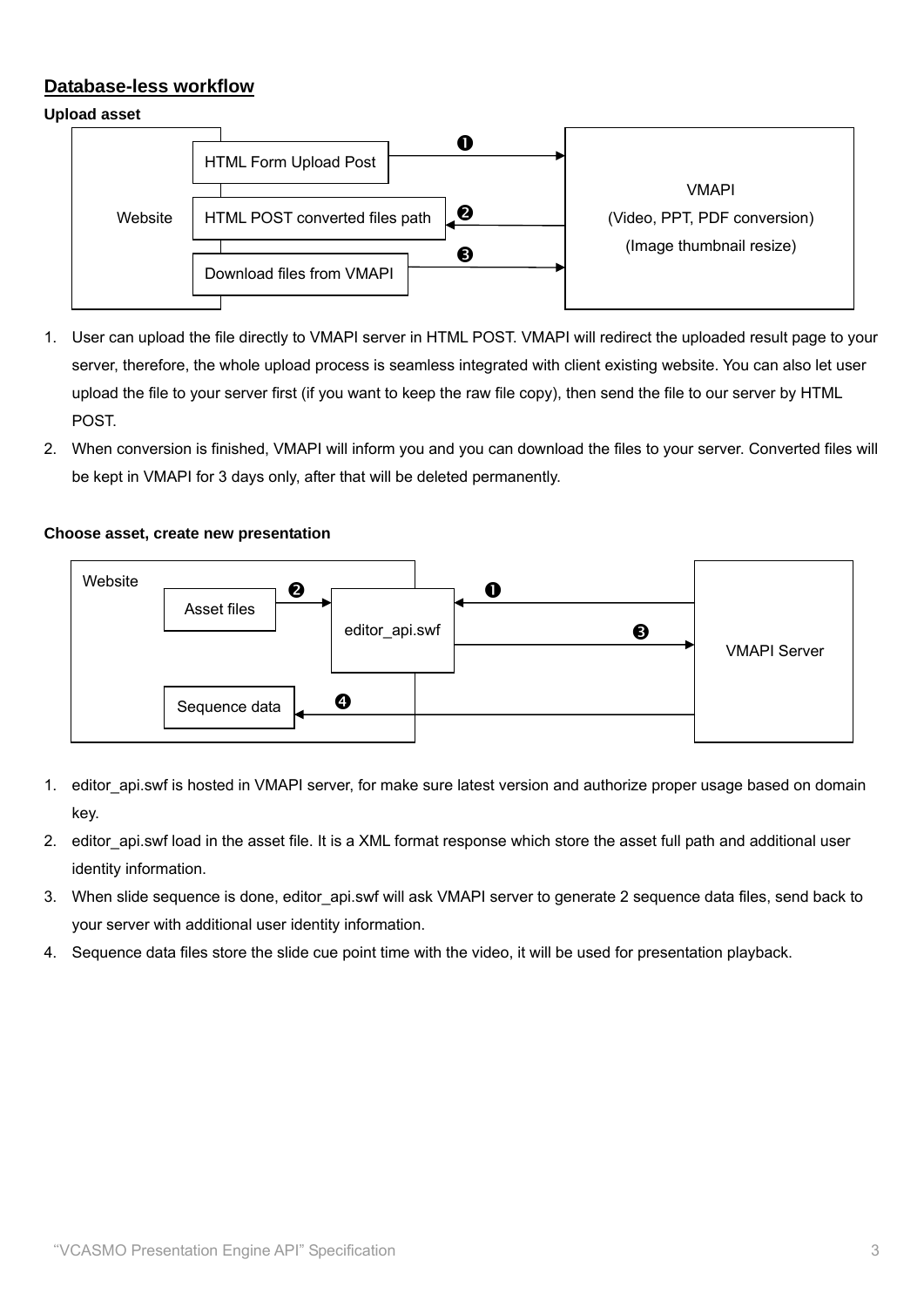## Database-less workflow

**Upload asset**

Website | HTML Form Upload Post ❶ → VMAPI | HTML POST converted files path ❷ ← VMAPI | Download files from VMAPI ❸ → VMAPI

VMAPI
(Video, PPT, PDF conversion)
(Image thumbnail resize)

1. User can upload the file directly to VMAPI server in HTML POST. VMAPI will redirect the uploaded result page to your server, therefore, the whole upload process is seamless integrated with client existing website. You can also let user upload the file to your server first (if you want to keep the raw file copy), then send the file to our server by HTML POST.
2. When conversion is finished, VMAPI will inform you and you can download the files to your server. Converted files will be kept in VMAPI for 3 days only, after that will be deleted permanently.

**Choose asset, create new presentation**

Website: Asset files ❷ → editor_api.swf; VMAPI Server ❶ → editor_api.swf; editor_api.swf ❸ → VMAPI Server; VMAPI Server ❹ → Sequence data

1. editor_api.swf is hosted in VMAPI server, for make sure latest version and authorize proper usage based on domain key.
2. editor_api.swf load in the asset file. It is a XML format response which store the asset full path and additional user identity information.
3. When slide sequence is done, editor_api.swf will ask VMAPI server to generate 2 sequence data files, send back to your server with additional user identity information.
4. Sequence data files store the slide cue point time with the video, it will be used for presentation playback.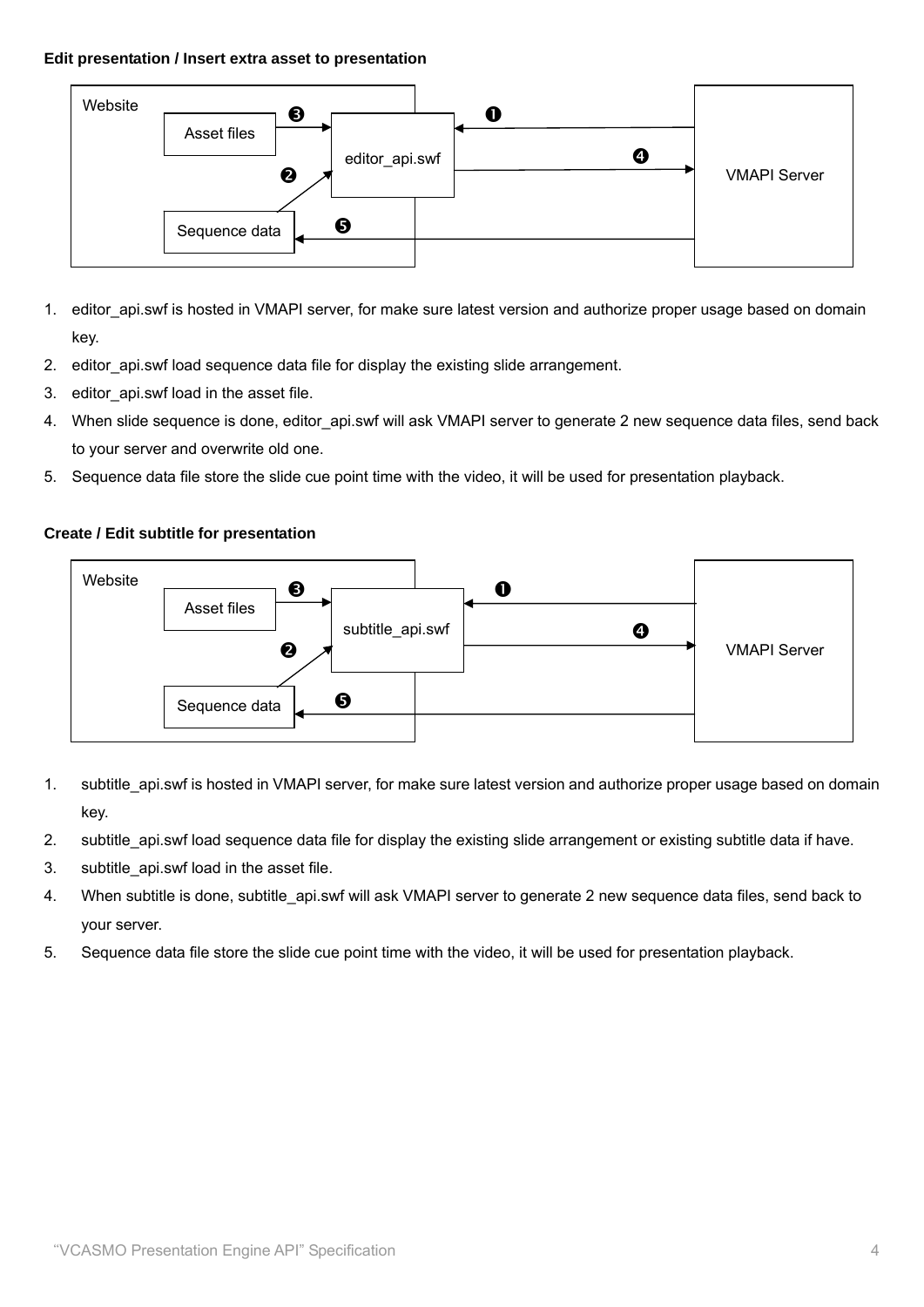**Edit presentation / Insert extra asset to presentation**

1. editor_api.swf is hosted in VMAPI server, for make sure latest version and authorize proper usage based on domain key.
2. editor_api.swf load sequence data file for display the existing slide arrangement.
3. editor_api.swf load in the asset file.
4. When slide sequence is done, editor_api.swf will ask VMAPI server to generate 2 new sequence data files, send back to your server and overwrite old one.
5. Sequence data file store the slide cue point time with the video, it will be used for presentation playback.

**Create / Edit subtitle for presentation**

1. subtitle_api.swf is hosted in VMAPI server, for make sure latest version and authorize proper usage based on domain key.
2. subtitle_api.swf load sequence data file for display the existing slide arrangement or existing subtitle data if have.
3. subtitle_api.swf load in the asset file.
4. When subtitle is done, subtitle_api.swf will ask VMAPI server to generate 2 new sequence data files, send back to your server.
5. Sequence data file store the slide cue point time with the video, it will be used for presentation playback.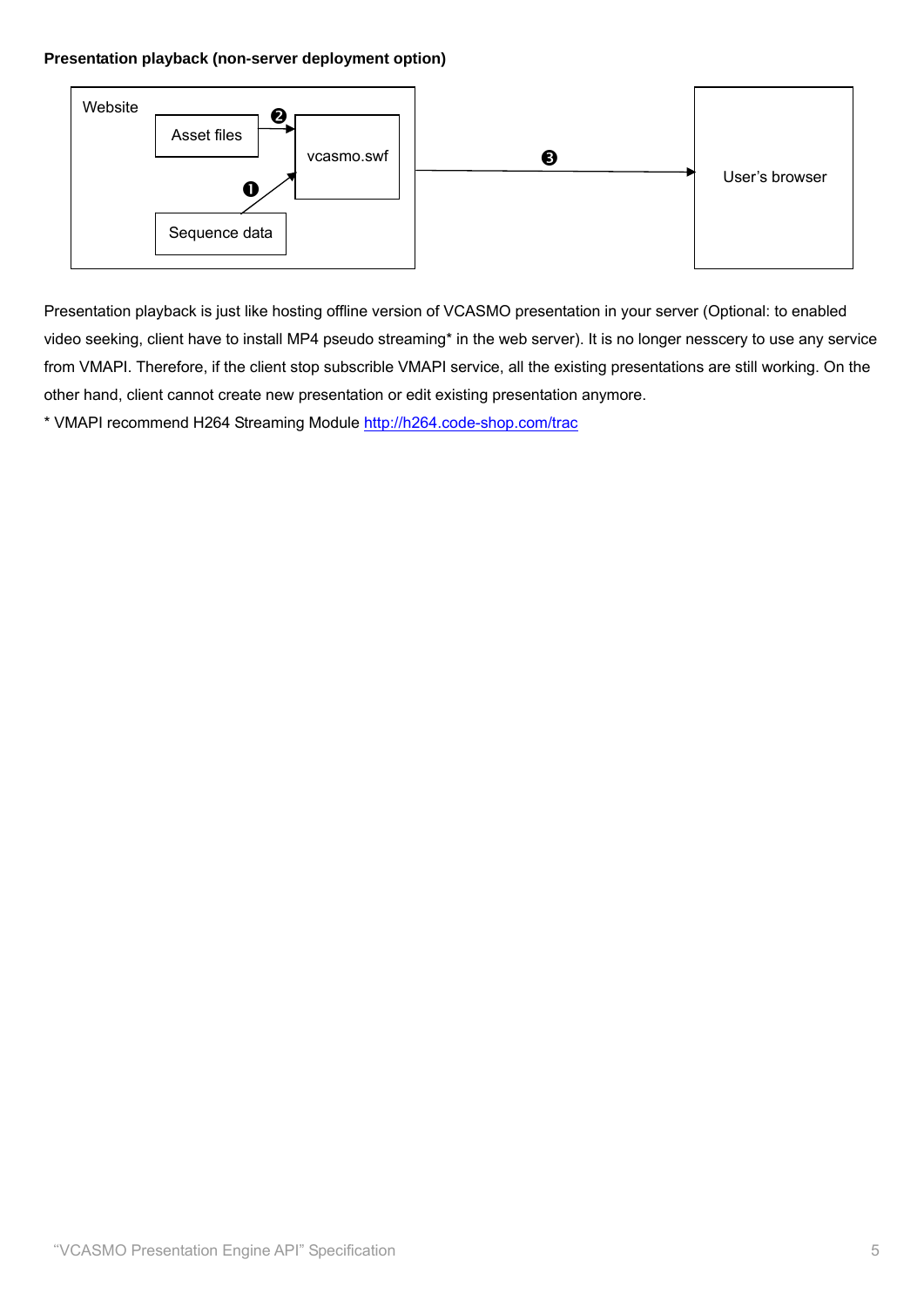**Presentation playback (non-server deployment option)**

Website

Asset files ❷ → vcasmo.swf

Sequence data ❶ → vcasmo.swf

vcasmo.swf ❸ → User's browser

Presentation playback is just like hosting offline version of VCASMO presentation in your server (Optional: to enabled video seeking, client have to install MP4 pseudo streaming* in the web server). It is no longer nesscery to use any service from VMAPI. Therefore, if the client stop subscrible VMAPI service, all the existing presentations are still working. On the other hand, client cannot create new presentation or edit existing presentation anymore.

* VMAPI recommend H264 Streaming Module [http://h264.code-shop.com/trac](http://h264.code-shop.com/trac)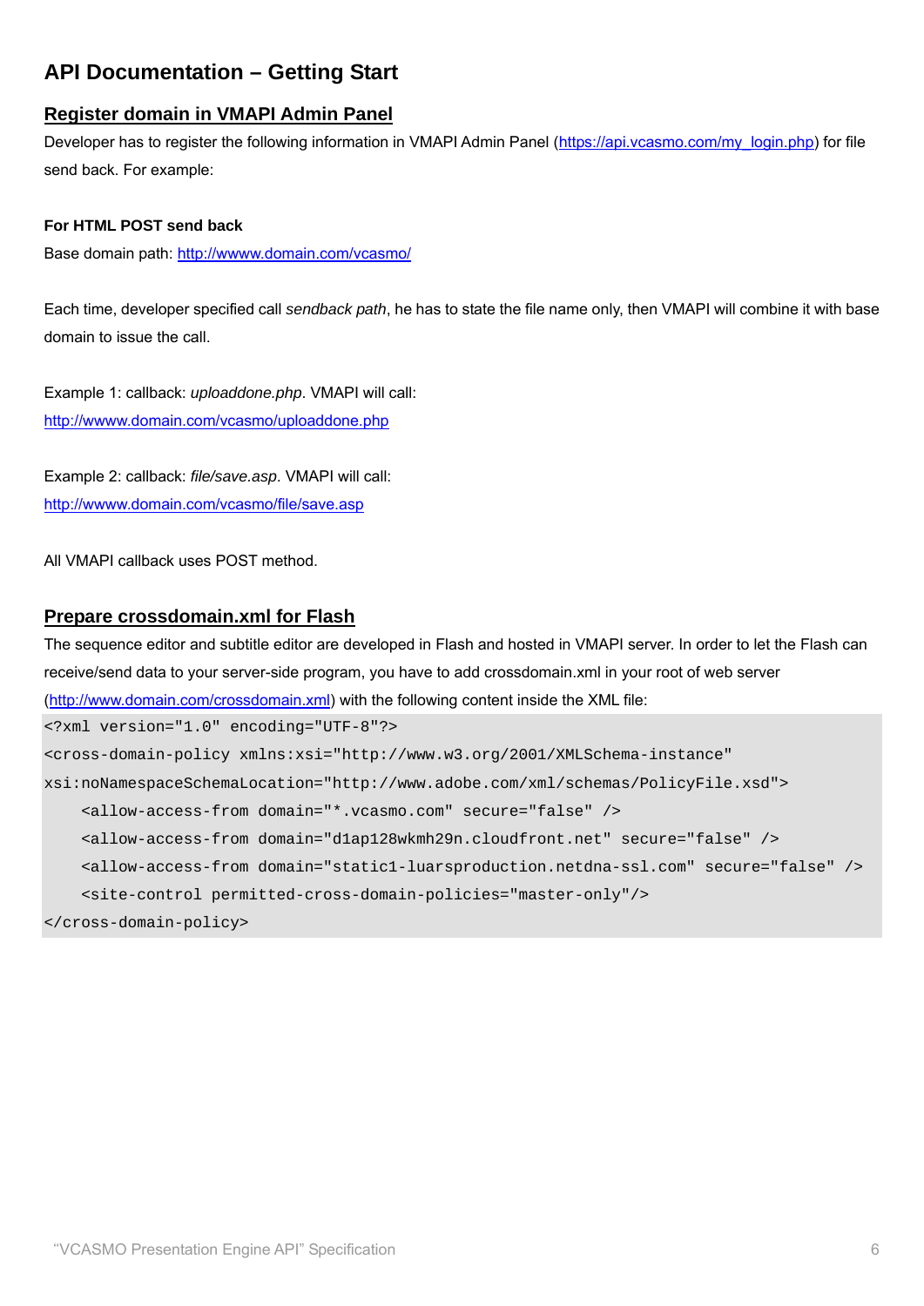## API Documentation – Getting Start

### Register domain in VMAPI Admin Panel

Developer has to register the following information in VMAPI Admin Panel (https://api.vcasmo.com/my_login.php) for file send back. For example:

**For HTML POST send back**

Base domain path: http://wwww.domain.com/vcasmo/

Each time, developer specified call *sendback path*, he has to state the file name only, then VMAPI will combine it with base domain to issue the call.

Example 1: callback: *uploaddone.php*. VMAPI will call:
http://wwww.domain.com/vcasmo/uploaddone.php

Example 2: callback: *file/save.asp*. VMAPI will call:
http://wwww.domain.com/vcasmo/file/save.asp

All VMAPI callback uses POST method.

### Prepare crossdomain.xml for Flash

The sequence editor and subtitle editor are developed in Flash and hosted in VMAPI server. In order to let the Flash can receive/send data to your server-side program, you have to add crossdomain.xml in your root of web server (http://www.domain.com/crossdomain.xml) with the following content inside the XML file:

```
<?xml version="1.0" encoding="UTF-8"?>
<cross-domain-policy xmlns:xsi="http://www.w3.org/2001/XMLSchema-instance"
xsi:noNamespaceSchemaLocation="http://www.adobe.com/xml/schemas/PolicyFile.xsd">
    <allow-access-from domain="*.vcasmo.com" secure="false" />
    <allow-access-from domain="d1ap128wkmh29n.cloudfront.net" secure="false" />
    <allow-access-from domain="static1-luarsproduction.netdna-ssl.com" secure="false" />
    <site-control permitted-cross-domain-policies="master-only"/>
</cross-domain-policy>
```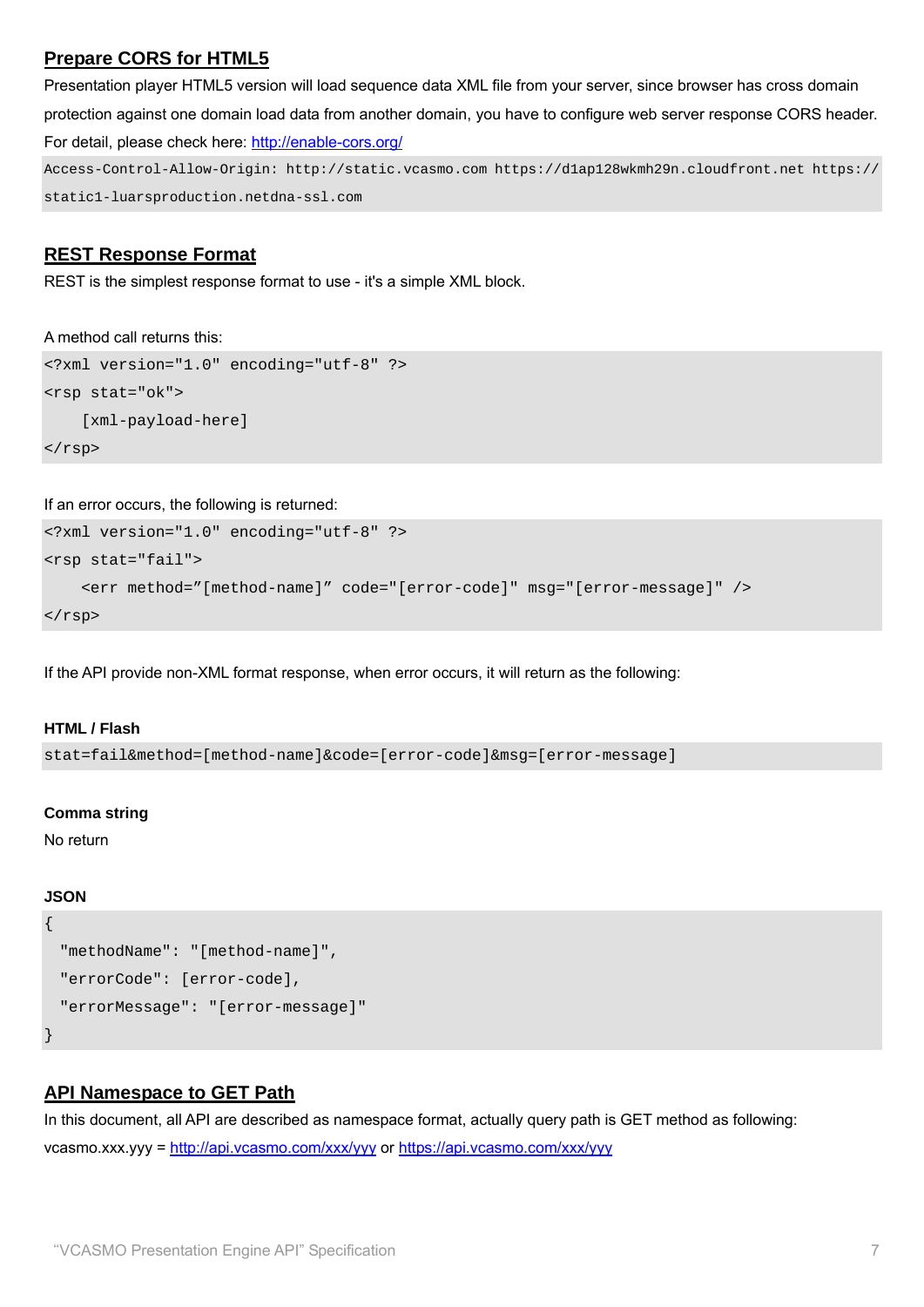## Prepare CORS for HTML5

Presentation player HTML5 version will load sequence data XML file from your server, since browser has cross domain protection against one domain load data from another domain, you have to configure web server response CORS header. For detail, please check here: [http://enable-cors.org/](http://enable-cors.org/)

```
Access-Control-Allow-Origin: http://static.vcasmo.com https://d1ap128wkmh29n.cloudfront.net https://static1-luarsproduction.netdna-ssl.com
```

## REST Response Format

REST is the simplest response format to use - it's a simple XML block.

A method call returns this:

```
<?xml version="1.0" encoding="utf-8" ?>
<rsp stat="ok">
    [xml-payload-here]
</rsp>
```

If an error occurs, the following is returned:

```
<?xml version="1.0" encoding="utf-8" ?>
<rsp stat="fail">
    <err method=”[method-name]” code="[error-code]" msg="[error-message]" />
</rsp>
```

If the API provide non-XML format response, when error occurs, it will return as the following:

**HTML / Flash**

```
stat=fail&method=[method-name]&code=[error-code]&msg=[error-message]
```

**Comma string**

No return

**JSON**

```
{
  "methodName": "[method-name]",
  "errorCode": [error-code],
  "errorMessage": "[error-message]"
}
```

## API Namespace to GET Path

In this document, all API are described as namespace format, actually query path is GET method as following:

vcasmo.xxx.yyy = [http://api.vcasmo.com/xxx/yyy](http://api.vcasmo.com/xxx/yyy) or [https://api.vcasmo.com/xxx/yyy](https://api.vcasmo.com/xxx/yyy)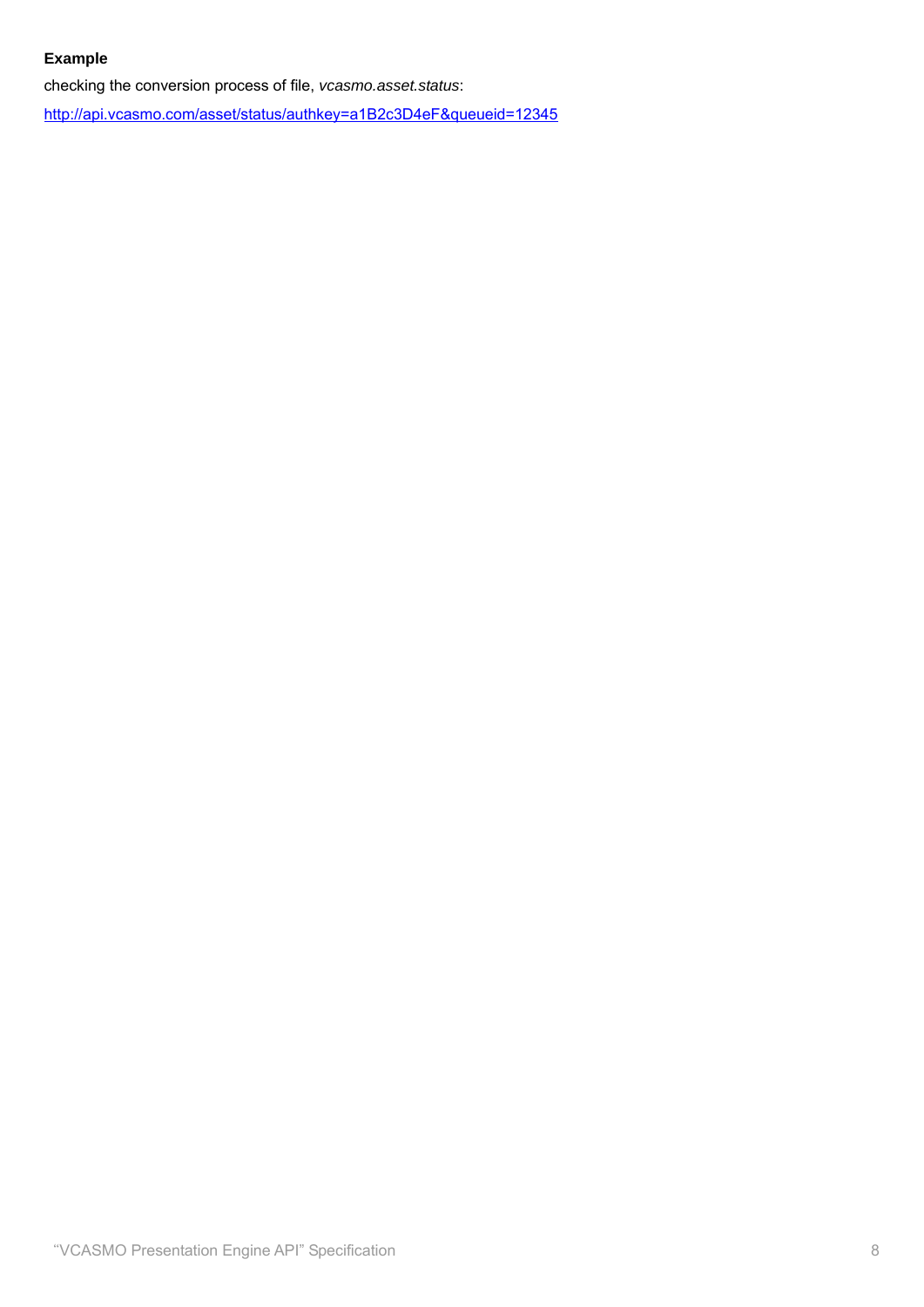**Example**

checking the conversion process of file, *vcasmo.asset.status*:

[http://api.vcasmo.com/asset/status/authkey=a1B2c3D4eF&queueid=12345](http://api.vcasmo.com/asset/status/authkey=a1B2c3D4eF&queueid=12345)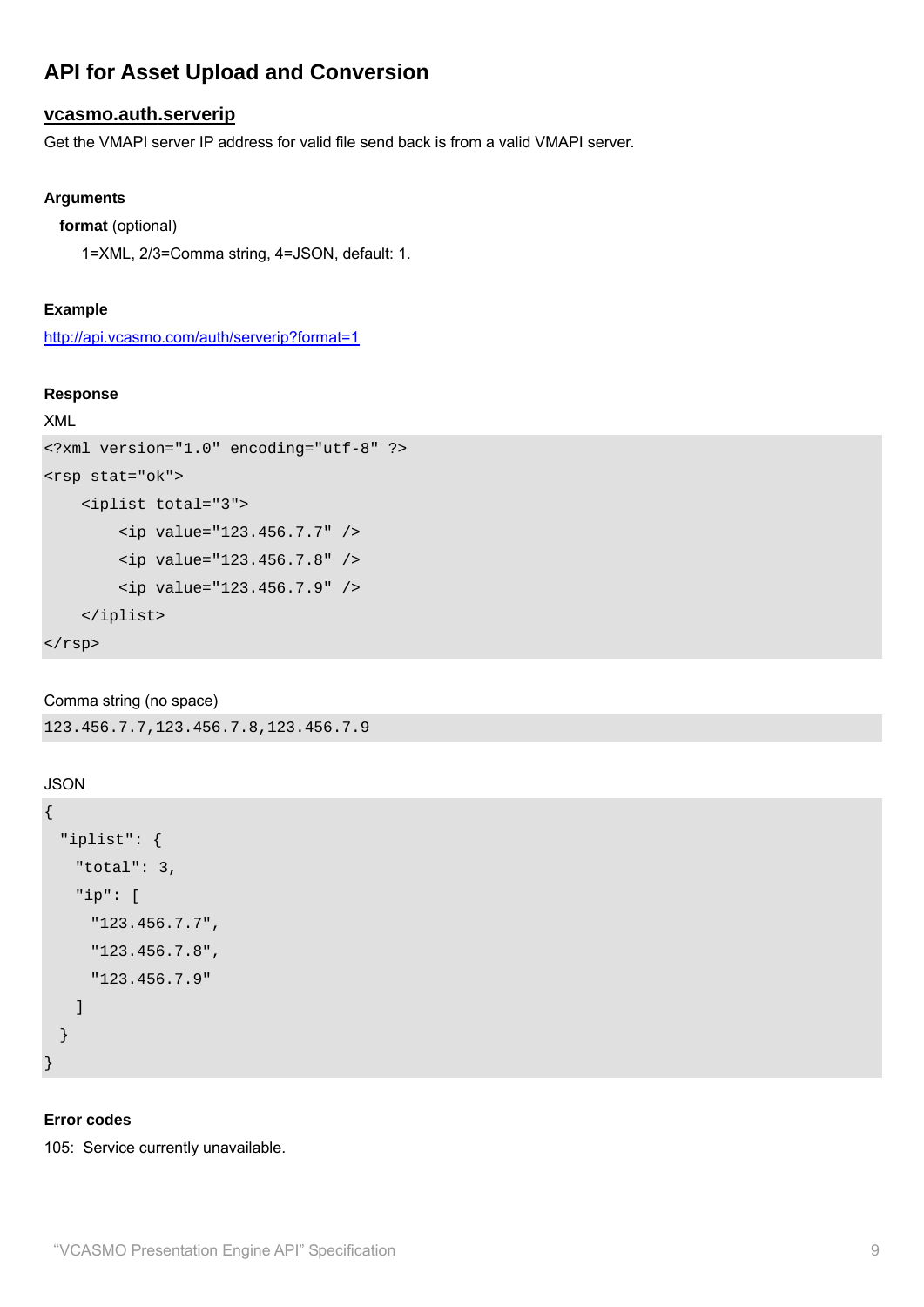## API for Asset Upload and Conversion

### vcasmo.auth.serverip

Get the VMAPI server IP address for valid file send back is from a valid VMAPI server.

#### Arguments

**format** (optional)

1=XML, 2/3=Comma string, 4=JSON, default: 1.

#### Example

http://api.vcasmo.com/auth/serverip?format=1

#### Response

XML

```
<?xml version="1.0" encoding="utf-8" ?>
<rsp stat="ok">
    <iplist total="3">
        <ip value="123.456.7.7" />
        <ip value="123.456.7.8" />
        <ip value="123.456.7.9" />
    </iplist>
</rsp>
```

Comma string (no space)

```
123.456.7.7,123.456.7.8,123.456.7.9
```

JSON

```
{
  "iplist": {
    "total": 3,
    "ip": [
      "123.456.7.7",
      "123.456.7.8",
      "123.456.7.9"
    ]
  }
}
```

#### Error codes

105: Service currently unavailable.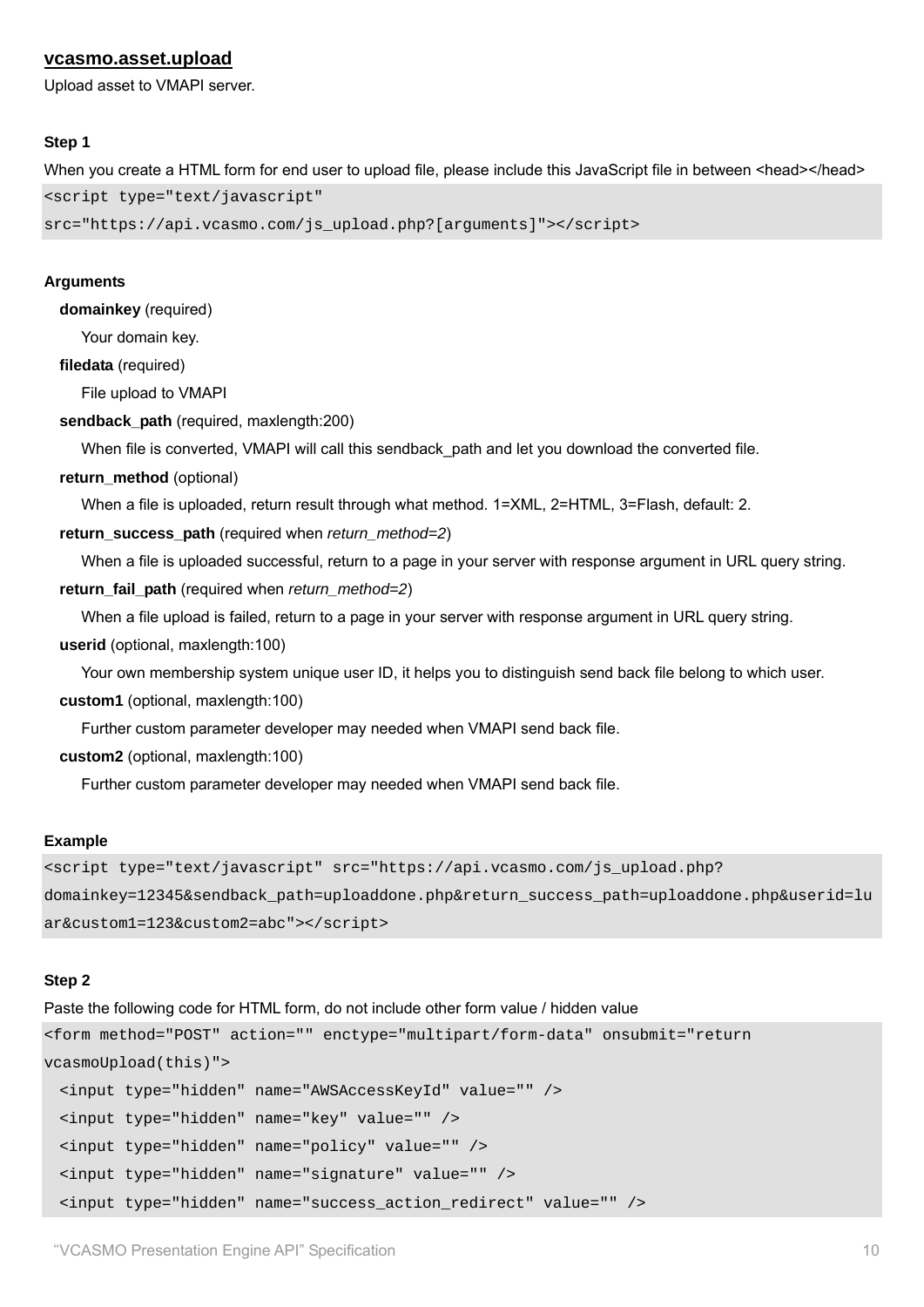## vcasmo.asset.upload

Upload asset to VMAPI server.

**Step 1**

When you create a HTML form for end user to upload file, please include this JavaScript file in between <head></head>

```
<script type="text/javascript"
src="https://api.vcasmo.com/js_upload.php?[arguments]"></script>
```

**Arguments**

- **domainkey** (required)
  Your domain key.
- **filedata** (required)
  File upload to VMAPI
- **sendback_path** (required, maxlength:200)
  When file is converted, VMAPI will call this sendback_path and let you download the converted file.
- **return_method** (optional)
  When a file is uploaded, return result through what method. 1=XML, 2=HTML, 3=Flash, default: 2.
- **return_success_path** (required when *return_method=2*)
  When a file is uploaded successful, return to a page in your server with response argument in URL query string.
- **return_fail_path** (required when *return_method=2*)
  When a file upload is failed, return to a page in your server with response argument in URL query string.
- **userid** (optional, maxlength:100)
  Your own membership system unique user ID, it helps you to distinguish send back file belong to which user.
- **custom1** (optional, maxlength:100)
  Further custom parameter developer may needed when VMAPI send back file.
- **custom2** (optional, maxlength:100)
  Further custom parameter developer may needed when VMAPI send back file.

**Example**

```
<script type="text/javascript" src="https://api.vcasmo.com/js_upload.php?
domainkey=12345&sendback_path=uploaddone.php&return_success_path=uploaddone.php&userid=lu
ar&custom1=123&custom2=abc"></script>
```

**Step 2**

Paste the following code for HTML form, do not include other form value / hidden value

```
<form method="POST" action="" enctype="multipart/form-data" onsubmit="return
vcasmoUpload(this)">
  <input type="hidden" name="AWSAccessKeyId" value="" />
  <input type="hidden" name="key" value="" />
  <input type="hidden" name="policy" value="" />
  <input type="hidden" name="signature" value="" />
  <input type="hidden" name="success_action_redirect" value="" />
```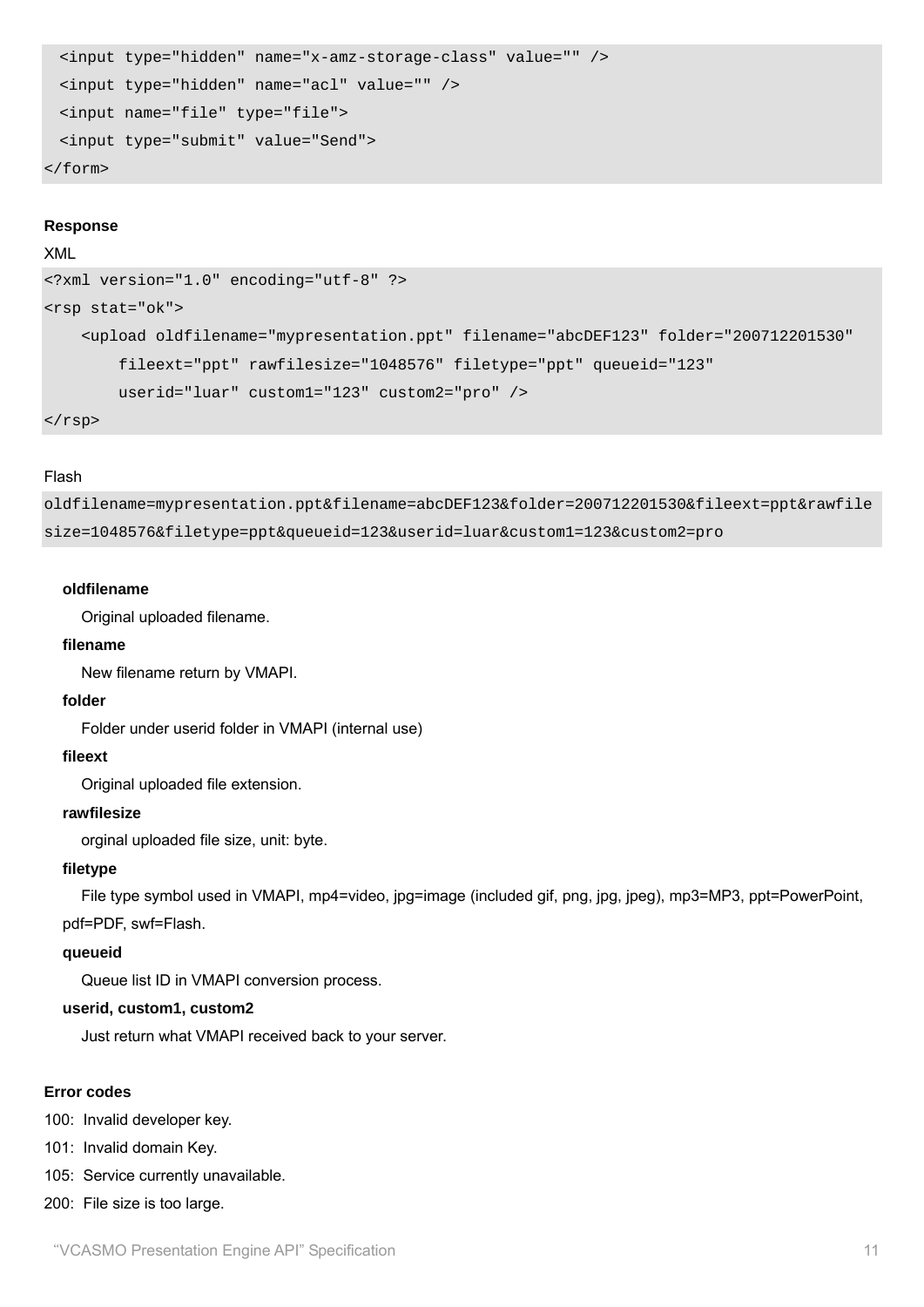```
  <input type="hidden" name="x-amz-storage-class" value="" />
  <input type="hidden" name="acl" value="" />
  <input name="file" type="file">
  <input type="submit" value="Send">
</form>
```

**Response**

XML

```
<?xml version="1.0" encoding="utf-8" ?>
<rsp stat="ok">
    <upload oldfilename="mypresentation.ppt" filename="abcDEF123" folder="200712201530"
        fileext="ppt" rawfilesize="1048576" filetype="ppt" queueid="123"
        userid="luar" custom1="123" custom2="pro" />
</rsp>
```

Flash

```
oldfilename=mypresentation.ppt&filename=abcDEF123&folder=200712201530&fileext=ppt&rawfile
size=1048576&filetype=ppt&queueid=123&userid=luar&custom1=123&custom2=pro
```

**oldfilename**

Original uploaded filename.

**filename**

New filename return by VMAPI.

**folder**

Folder under userid folder in VMAPI (internal use)

**fileext**

Original uploaded file extension.

**rawfilesize**

orginal uploaded file size, unit: byte.

**filetype**

File type symbol used in VMAPI, mp4=video, jpg=image (included gif, png, jpg, jpeg), mp3=MP3, ppt=PowerPoint, pdf=PDF, swf=Flash.

**queueid**

Queue list ID in VMAPI conversion process.

**userid, custom1, custom2**

Just return what VMAPI received back to your server.

**Error codes**

100: Invalid developer key.

101: Invalid domain Key.

105: Service currently unavailable.

200: File size is too large.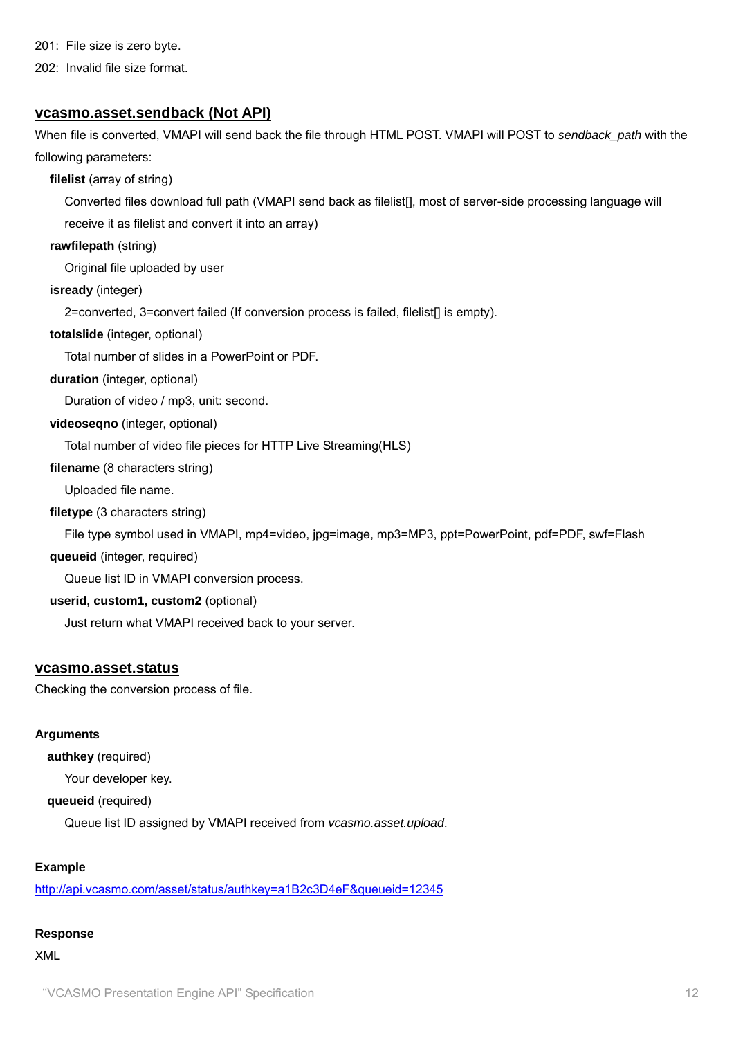201: File size is zero byte.

202: Invalid file size format.

## vcasmo.asset.sendback (Not API)

When file is converted, VMAPI will send back the file through HTML POST. VMAPI will POST to *sendback_path* with the following parameters:

**filelist** (array of string)

Converted files download full path (VMAPI send back as filelist[], most of server-side processing language will receive it as filelist and convert it into an array)

**rawfilepath** (string)

Original file uploaded by user

**isready** (integer)

2=converted, 3=convert failed (If conversion process is failed, filelist[] is empty).

**totalslide** (integer, optional)

Total number of slides in a PowerPoint or PDF.

**duration** (integer, optional)

Duration of video / mp3, unit: second.

**videoseqno** (integer, optional)

Total number of video file pieces for HTTP Live Streaming(HLS)

**filename** (8 characters string)

Uploaded file name.

**filetype** (3 characters string)

File type symbol used in VMAPI, mp4=video, jpg=image, mp3=MP3, ppt=PowerPoint, pdf=PDF, swf=Flash

**queueid** (integer, required)

Queue list ID in VMAPI conversion process.

**userid, custom1, custom2** (optional)

Just return what VMAPI received back to your server.

## vcasmo.asset.status

Checking the conversion process of file.

**Arguments**

**authkey** (required)

Your developer key.

**queueid** (required)

Queue list ID assigned by VMAPI received from *vcasmo.asset.upload*.

**Example**

http://api.vcasmo.com/asset/status/authkey=a1B2c3D4eF&queueid=12345

**Response**

XML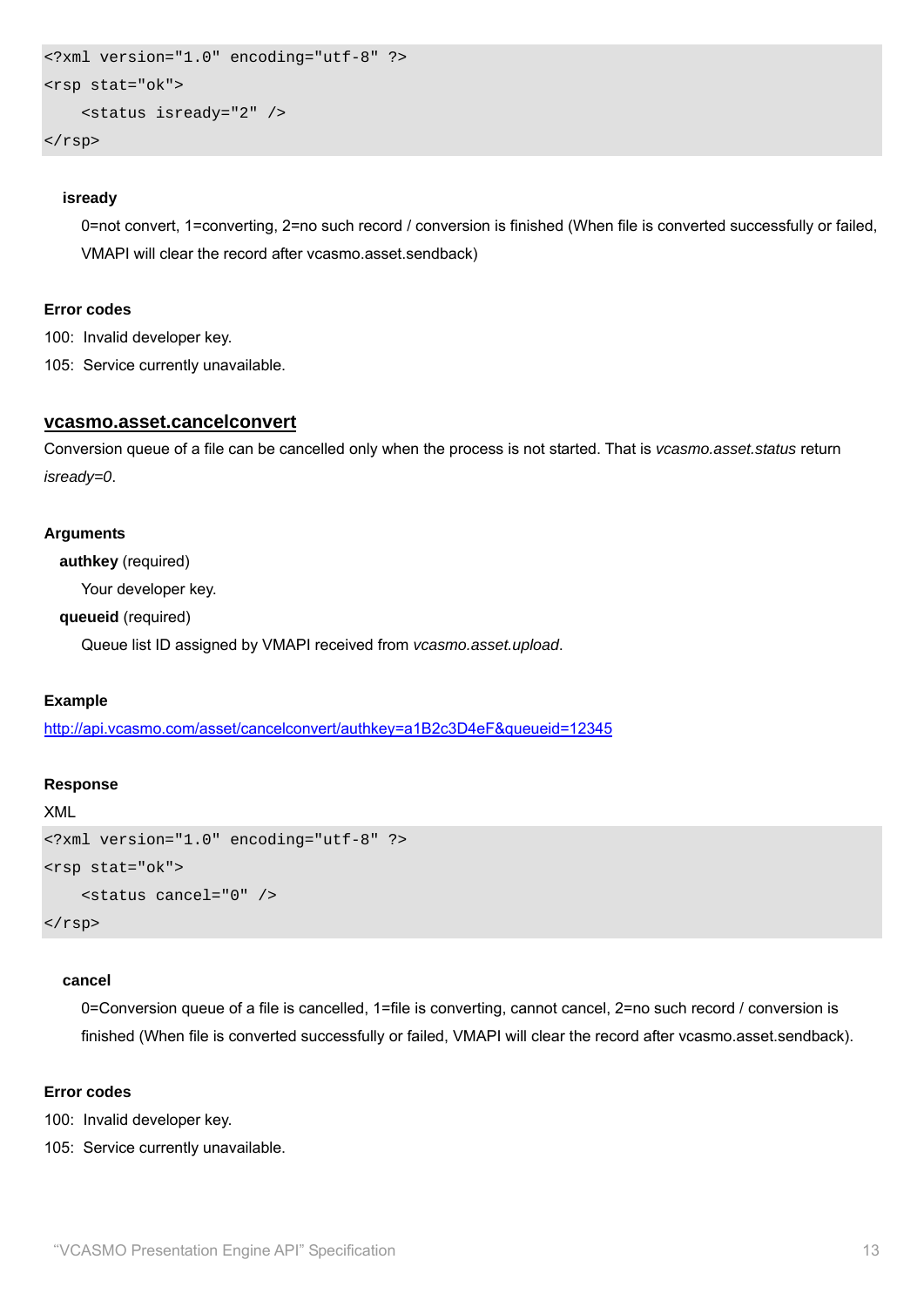```
<?xml version="1.0" encoding="utf-8" ?>
<rsp stat="ok">
    <status isready="2" />
</rsp>
```

**isready**

0=not convert, 1=converting, 2=no such record / conversion is finished (When file is converted successfully or failed, VMAPI will clear the record after vcasmo.asset.sendback)

**Error codes**

100: Invalid developer key.
105: Service currently unavailable.

## vcasmo.asset.cancelconvert

Conversion queue of a file can be cancelled only when the process is not started. That is *vcasmo.asset.status* return *isready=0*.

**Arguments**

**authkey** (required)
Your developer key.

**queueid** (required)
Queue list ID assigned by VMAPI received from *vcasmo.asset.upload*.

**Example**

http://api.vcasmo.com/asset/cancelconvert/authkey=a1B2c3D4eF&queueid=12345

**Response**

XML

```
<?xml version="1.0" encoding="utf-8" ?>
<rsp stat="ok">
    <status cancel="0" />
</rsp>
```

**cancel**

0=Conversion queue of a file is cancelled, 1=file is converting, cannot cancel, 2=no such record / conversion is finished (When file is converted successfully or failed, VMAPI will clear the record after vcasmo.asset.sendback).

**Error codes**

100: Invalid developer key.
105: Service currently unavailable.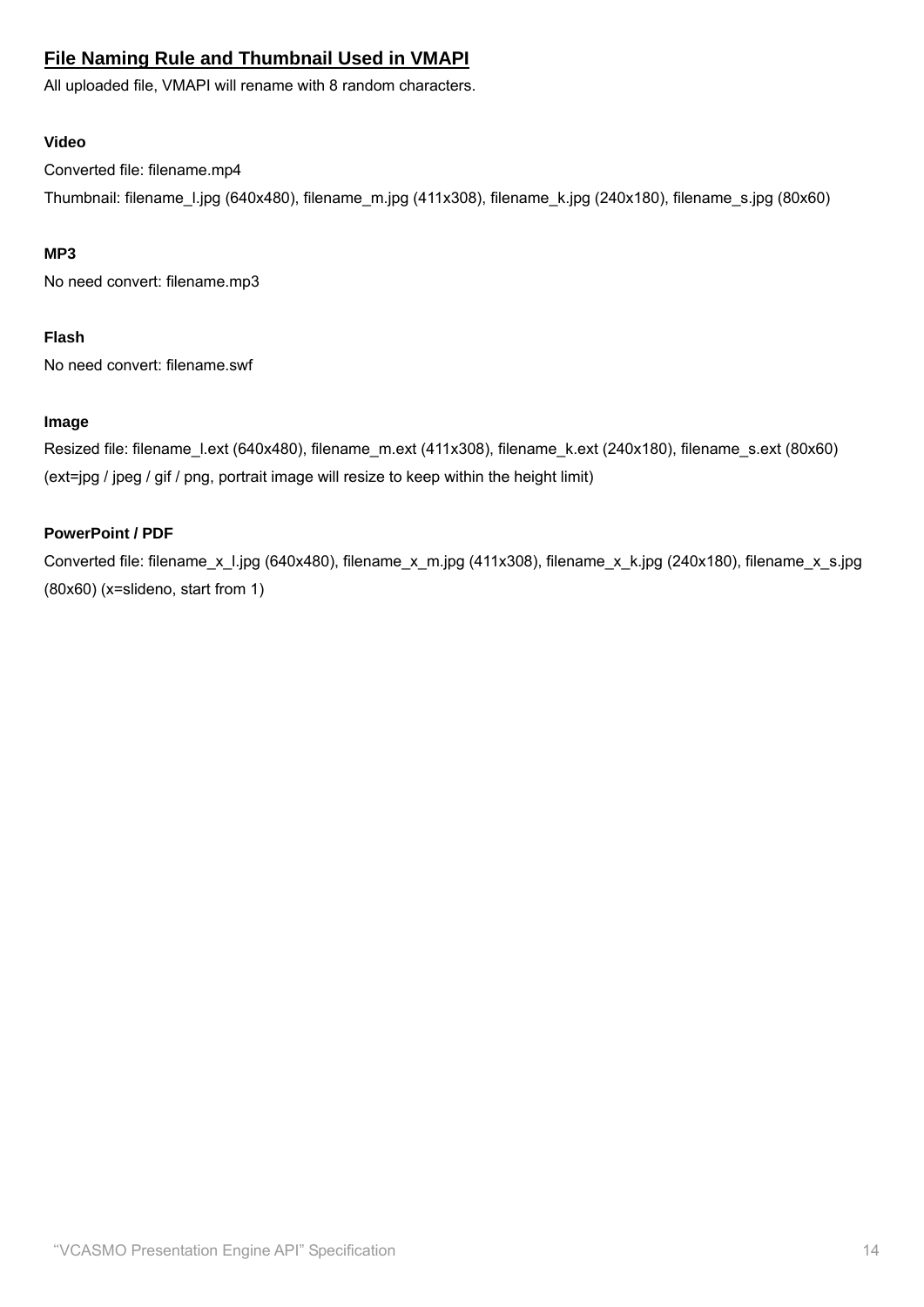## File Naming Rule and Thumbnail Used in VMAPI

All uploaded file, VMAPI will rename with 8 random characters.

**Video**

Converted file: filename.mp4

Thumbnail: filename_l.jpg (640x480), filename_m.jpg (411x308), filename_k.jpg (240x180), filename_s.jpg (80x60)

**MP3**

No need convert: filename.mp3

**Flash**

No need convert: filename.swf

**Image**

Resized file: filename_l.ext (640x480), filename_m.ext (411x308), filename_k.ext (240x180), filename_s.ext (80x60) (ext=jpg / jpeg / gif / png, portrait image will resize to keep within the height limit)

**PowerPoint / PDF**

Converted file: filename_x_l.jpg (640x480), filename_x_m.jpg (411x308), filename_x_k.jpg (240x180), filename_x_s.jpg (80x60) (x=slideno, start from 1)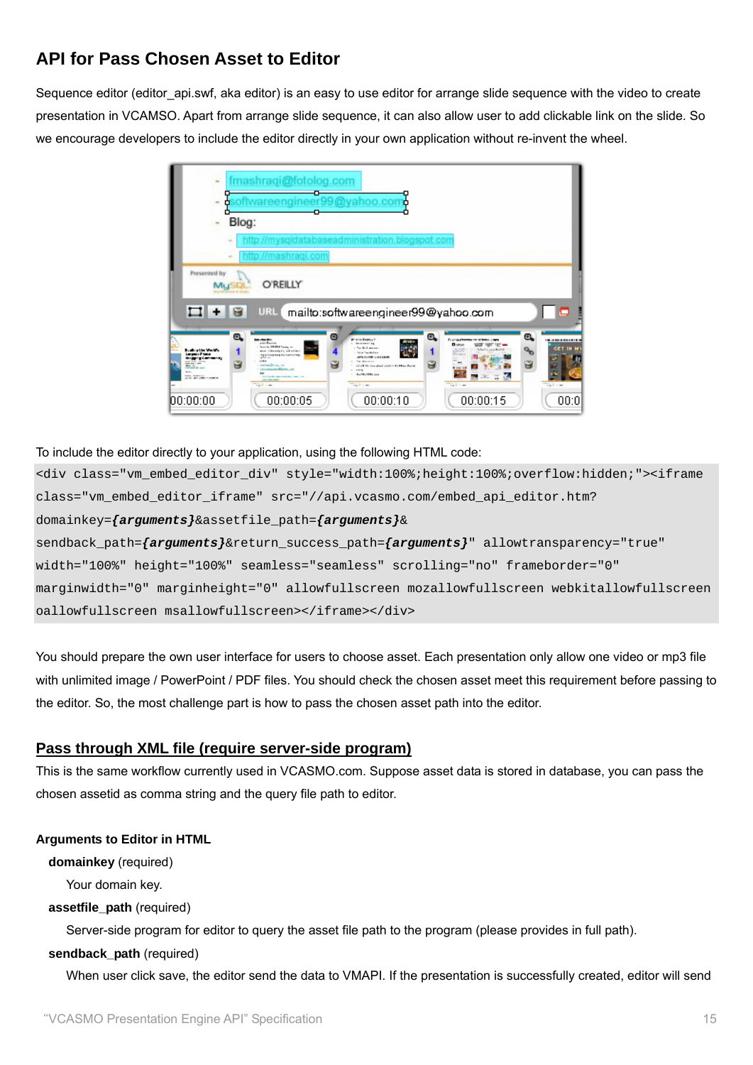## API for Pass Chosen Asset to Editor

Sequence editor (editor_api.swf, aka editor) is an easy to use editor for arrange slide sequence with the video to create presentation in VCAMSO. Apart from arrange slide sequence, it can also allow user to add clickable link on the slide. So we encourage developers to include the editor directly in your own application without re-invent the wheel.

To include the editor directly to your application, using the following HTML code:

```
<div class="vm_embed_editor_div" style="width:100%;height:100%;overflow:hidden;"><iframe class="vm_embed_editor_iframe" src="//api.vcasmo.com/embed_api_editor.htm?domainkey={arguments}&assetfile_path={arguments}&sendback_path={arguments}&return_success_path={arguments}" allowtransparency="true" width="100%" height="100%" seamless="seamless" scrolling="no" frameborder="0" marginwidth="0" marginheight="0" allowfullscreen mozallowfullscreen webkitallowfullscreen oallowfullscreen msallowfullscreen></iframe></div>
```

You should prepare the own user interface for users to choose asset. Each presentation only allow one video or mp3 file with unlimited image / PowerPoint / PDF files. You should check the chosen asset meet this requirement before passing to the editor. So, the most challenge part is how to pass the chosen asset path into the editor.

### Pass through XML file (require server-side program)

This is the same workflow currently used in VCASMO.com. Suppose asset data is stored in database, you can pass the chosen assetid as comma string and the query file path to editor.

**Arguments to Editor in HTML**

**domainkey** (required)

Your domain key.

**assetfile_path** (required)

Server-side program for editor to query the asset file path to the program (please provides in full path).

**sendback_path** (required)

When user click save, the editor send the data to VMAPI. If the presentation is successfully created, editor will send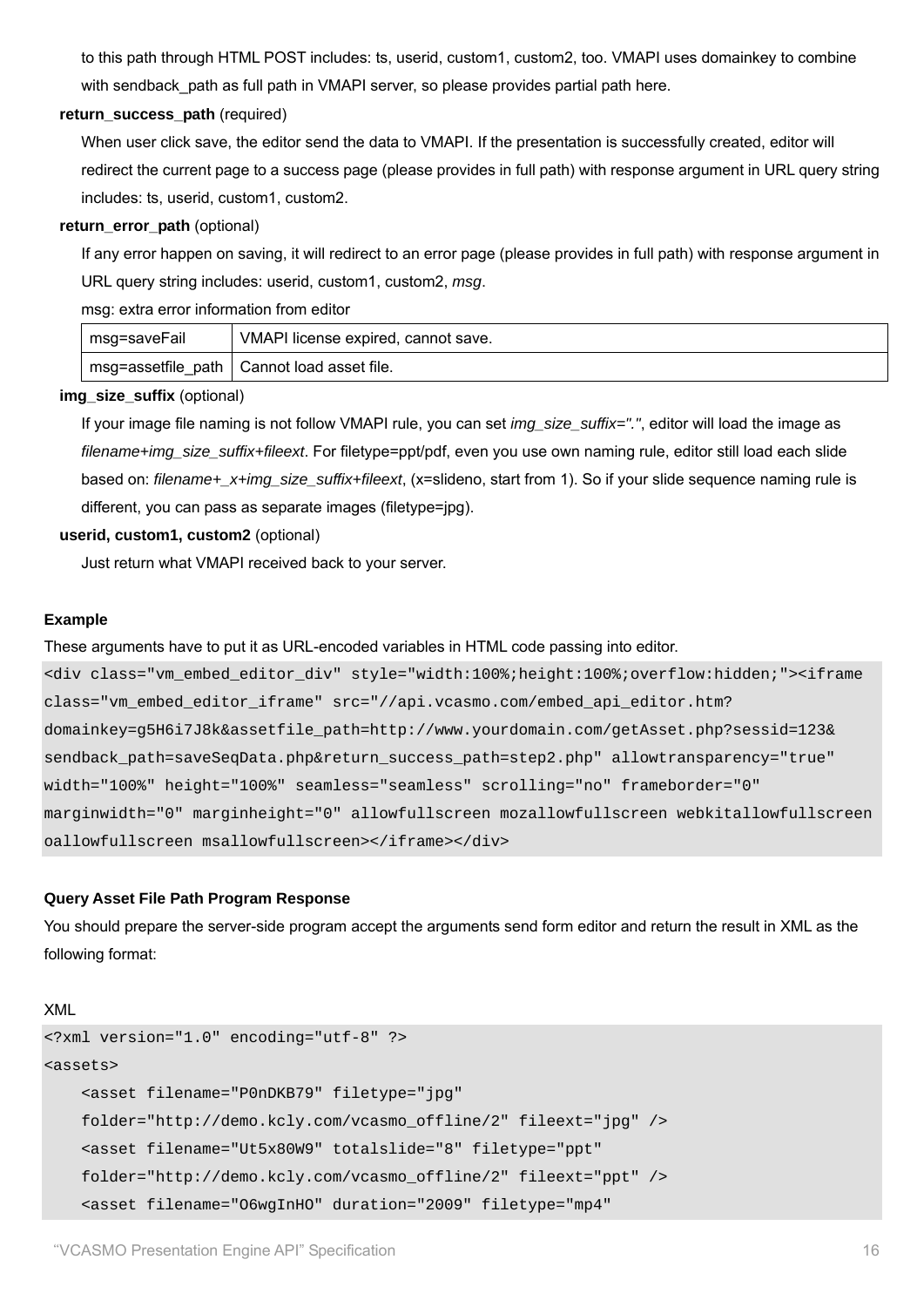to this path through HTML POST includes: ts, userid, custom1, custom2, too. VMAPI uses domainkey to combine with sendback_path as full path in VMAPI server, so please provides partial path here.

**return_success_path** (required)

When user click save, the editor send the data to VMAPI. If the presentation is successfully created, editor will redirect the current page to a success page (please provides in full path) with response argument in URL query string includes: ts, userid, custom1, custom2.

**return_error_path** (optional)

If any error happen on saving, it will redirect to an error page (please provides in full path) with response argument in URL query string includes: userid, custom1, custom2, *msg*.

msg: extra error information from editor

| msg=saveFail | VMAPI license expired, cannot save. |
|---|---|
| msg=assetfile_path | Cannot load asset file. |

**img_size_suffix** (optional)

If your image file naming is not follow VMAPI rule, you can set *img_size_suffix="."*, editor will load the image as *filename+img_size_suffix+fileext*. For filetype=ppt/pdf, even you use own naming rule, editor still load each slide based on: *filename+_x+img_size_suffix+fileext*, (x=slideno, start from 1). So if your slide sequence naming rule is different, you can pass as separate images (filetype=jpg).

**userid, custom1, custom2** (optional)

Just return what VMAPI received back to your server.

**Example**

These arguments have to put it as URL-encoded variables in HTML code passing into editor.

```
<div class="vm_embed_editor_div" style="width:100%;height:100%;overflow:hidden;"><iframe
class="vm_embed_editor_iframe" src="//api.vcasmo.com/embed_api_editor.htm?
domainkey=g5H6i7J8k&assetfile_path=http://www.yourdomain.com/getAsset.php?sessid=123&
sendback_path=saveSeqData.php&return_success_path=step2.php" allowtransparency="true"
width="100%" height="100%" seamless="seamless" scrolling="no" frameborder="0"
marginwidth="0" marginheight="0" allowfullscreen mozallowfullscreen webkitallowfullscreen
oallowfullscreen msallowfullscreen></iframe></div>
```

**Query Asset File Path Program Response**

You should prepare the server-side program accept the arguments send form editor and return the result in XML as the following format:

XML

```
<?xml version="1.0" encoding="utf-8" ?>
<assets>
    <asset filename="P0nDKB79" filetype="jpg"
    folder="http://demo.kcly.com/vcasmo_offline/2" fileext="jpg" />
    <asset filename="Ut5x80W9" totalslide="8" filetype="ppt"
    folder="http://demo.kcly.com/vcasmo_offline/2" fileext="ppt" />
    <asset filename="O6wgInHO" duration="2009" filetype="mp4"
```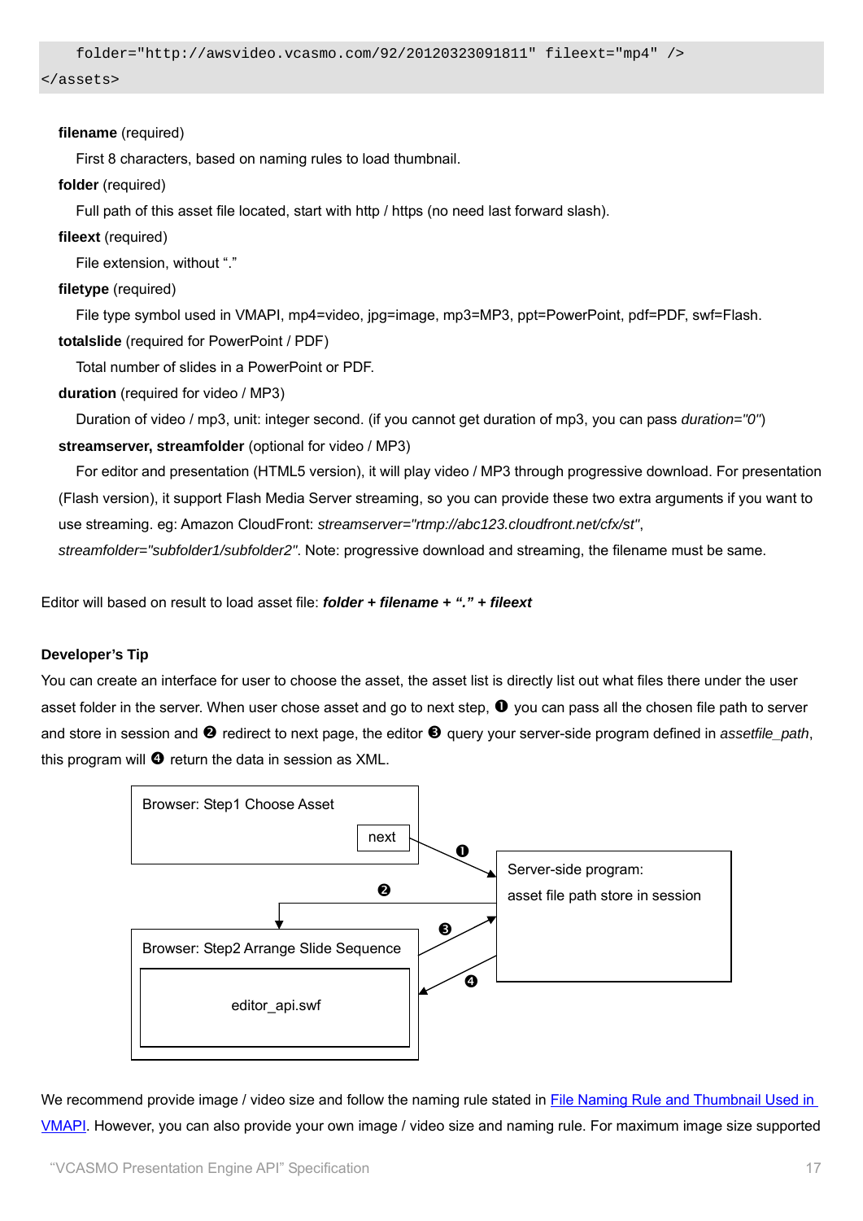```
    folder="http://awsvideo.vcasmo.com/92/20120323091811" fileext="mp4" />
</assets>
```

**filename** (required)

First 8 characters, based on naming rules to load thumbnail.

**folder** (required)

Full path of this asset file located, start with http / https (no need last forward slash).

**fileext** (required)

File extension, without "."

**filetype** (required)

File type symbol used in VMAPI, mp4=video, jpg=image, mp3=MP3, ppt=PowerPoint, pdf=PDF, swf=Flash.

**totalslide** (required for PowerPoint / PDF)

Total number of slides in a PowerPoint or PDF.

**duration** (required for video / MP3)

Duration of video / mp3, unit: integer second. (if you cannot get duration of mp3, you can pass *duration="0"*)

**streamserver, streamfolder** (optional for video / MP3)

For editor and presentation (HTML5 version), it will play video / MP3 through progressive download. For presentation (Flash version), it support Flash Media Server streaming, so you can provide these two extra arguments if you want to use streaming. eg: Amazon CloudFront: *streamserver="rtmp://abc123.cloudfront.net/cfx/st"*, *streamfolder="subfolder1/subfolder2"*. Note: progressive download and streaming, the filename must be same.

Editor will based on result to load asset file: ***folder + filename + "." + fileext***

**Developer's Tip**

You can create an interface for user to choose the asset, the asset list is directly list out what files there under the user asset folder in the server. When user chose asset and go to next step, ❶ you can pass all the chosen file path to server and store in session and ❷ redirect to next page, the editor ❸ query your server-side program defined in *assetfile_path*, this program will ❹ return the data in session as XML.

Browser: Step1 Choose Asset — next

❶ → Server-side program: asset file path store in session

❷ → Browser: Step2 Arrange Slide Sequence — editor_api.swf

❸ ❹

We recommend provide image / video size and follow the naming rule stated in [File Naming Rule and Thumbnail Used in VMAPI](). However, you can also provide your own image / video size and naming rule. For maximum image size supported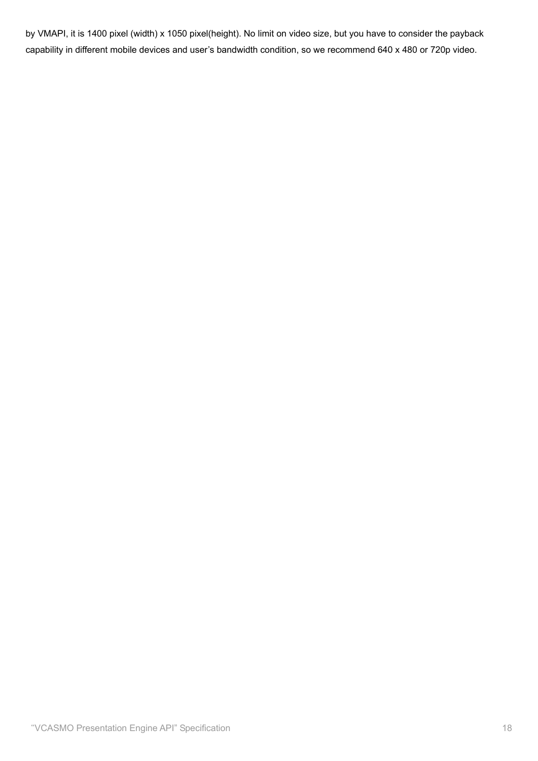by VMAPI, it is 1400 pixel (width) x 1050 pixel(height). No limit on video size, but you have to consider the payback capability in different mobile devices and user's bandwidth condition, so we recommend 640 x 480 or 720p video.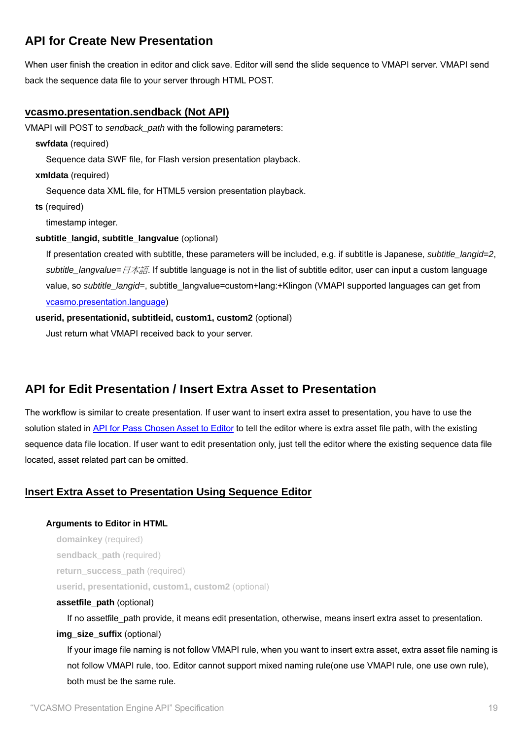## API for Create New Presentation

When user finish the creation in editor and click save. Editor will send the slide sequence to VMAPI server. VMAPI send back the sequence data file to your server through HTML POST.

### vcasmo.presentation.sendback (Not API)

VMAPI will POST to *sendback_path* with the following parameters:

**swfdata** (required)

Sequence data SWF file, for Flash version presentation playback.

**xmldata** (required)

Sequence data XML file, for HTML5 version presentation playback.

**ts** (required)

timestamp integer.

**subtitle_langid, subtitle_langvalue** (optional)

If presentation created with subtitle, these parameters will be included, e.g. if subtitle is Japanese, *subtitle_langid=2*, *subtitle_langvalue=日本語*. If subtitle language is not in the list of subtitle editor, user can input a custom language value, so *subtitle_langid=*, subtitle_langvalue=custom+lang:+Klingon (VMAPI supported languages can get from vcasmo.presentation.language)

**userid, presentationid, subtitleid, custom1, custom2** (optional)

Just return what VMAPI received back to your server.

## API for Edit Presentation / Insert Extra Asset to Presentation

The workflow is similar to create presentation. If user want to insert extra asset to presentation, you have to use the solution stated in API for Pass Chosen Asset to Editor to tell the editor where is extra asset file path, with the existing sequence data file location. If user want to edit presentation only, just tell the editor where the existing sequence data file located, asset related part can be omitted.

### Insert Extra Asset to Presentation Using Sequence Editor

**Arguments to Editor in HTML**

**domainkey** (required)

**sendback_path** (required)

**return_success_path** (required)

**userid, presentationid, custom1, custom2** (optional)

**assetfile_path** (optional)

If no assetfile_path provide, it means edit presentation, otherwise, means insert extra asset to presentation.

**img_size_suffix** (optional)

If your image file naming is not follow VMAPI rule, when you want to insert extra asset, extra asset file naming is not follow VMAPI rule, too. Editor cannot support mixed naming rule(one use VMAPI rule, one use own rule), both must be the same rule.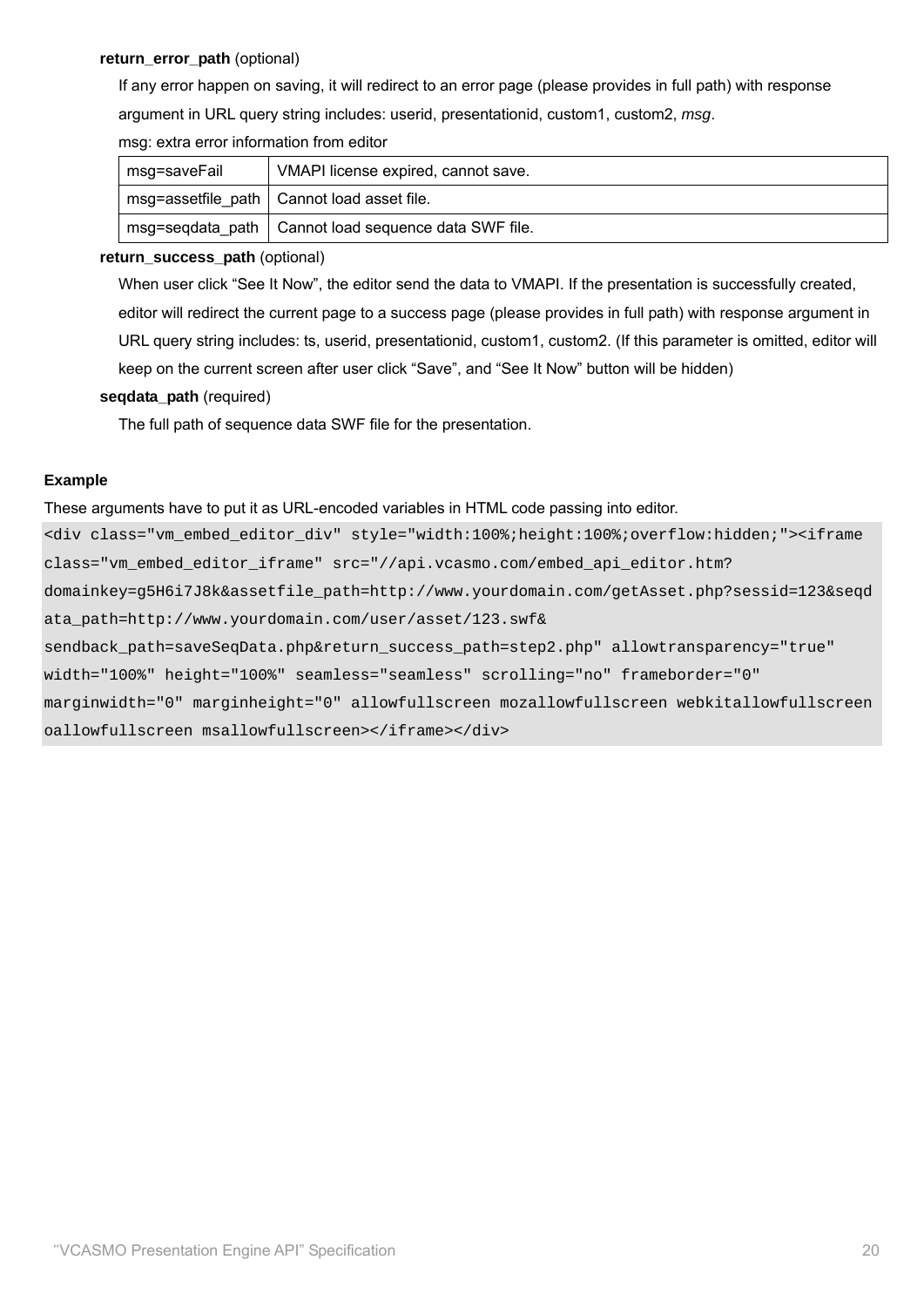**return_error_path** (optional)

If any error happen on saving, it will redirect to an error page (please provides in full path) with response argument in URL query string includes: userid, presentationid, custom1, custom2, *msg*.

msg: extra error information from editor

| msg=saveFail | VMAPI license expired, cannot save. |
|---|---|
| msg=assetfile_path | Cannot load asset file. |
| msg=seqdata_path | Cannot load sequence data SWF file. |

**return_success_path** (optional)

When user click "See It Now", the editor send the data to VMAPI. If the presentation is successfully created, editor will redirect the current page to a success page (please provides in full path) with response argument in URL query string includes: ts, userid, presentationid, custom1, custom2. (If this parameter is omitted, editor will keep on the current screen after user click "Save", and "See It Now" button will be hidden)

**seqdata_path** (required)

The full path of sequence data SWF file for the presentation.

**Example**

These arguments have to put it as URL-encoded variables in HTML code passing into editor.

```
<div class="vm_embed_editor_div" style="width:100%;height:100%;overflow:hidden;"><iframe
class="vm_embed_editor_iframe" src="//api.vcasmo.com/embed_api_editor.htm?
domainkey=g5H6i7J8k&assetfile_path=http://www.yourdomain.com/getAsset.php?sessid=123&seqd
ata_path=http://www.yourdomain.com/user/asset/123.swf&
sendback_path=saveSeqData.php&return_success_path=step2.php" allowtransparency="true"
width="100%" height="100%" seamless="seamless" scrolling="no" frameborder="0"
marginwidth="0" marginheight="0" allowfullscreen mozallowfullscreen webkitallowfullscreen
oallowfullscreen msallowfullscreen></iframe></div>
```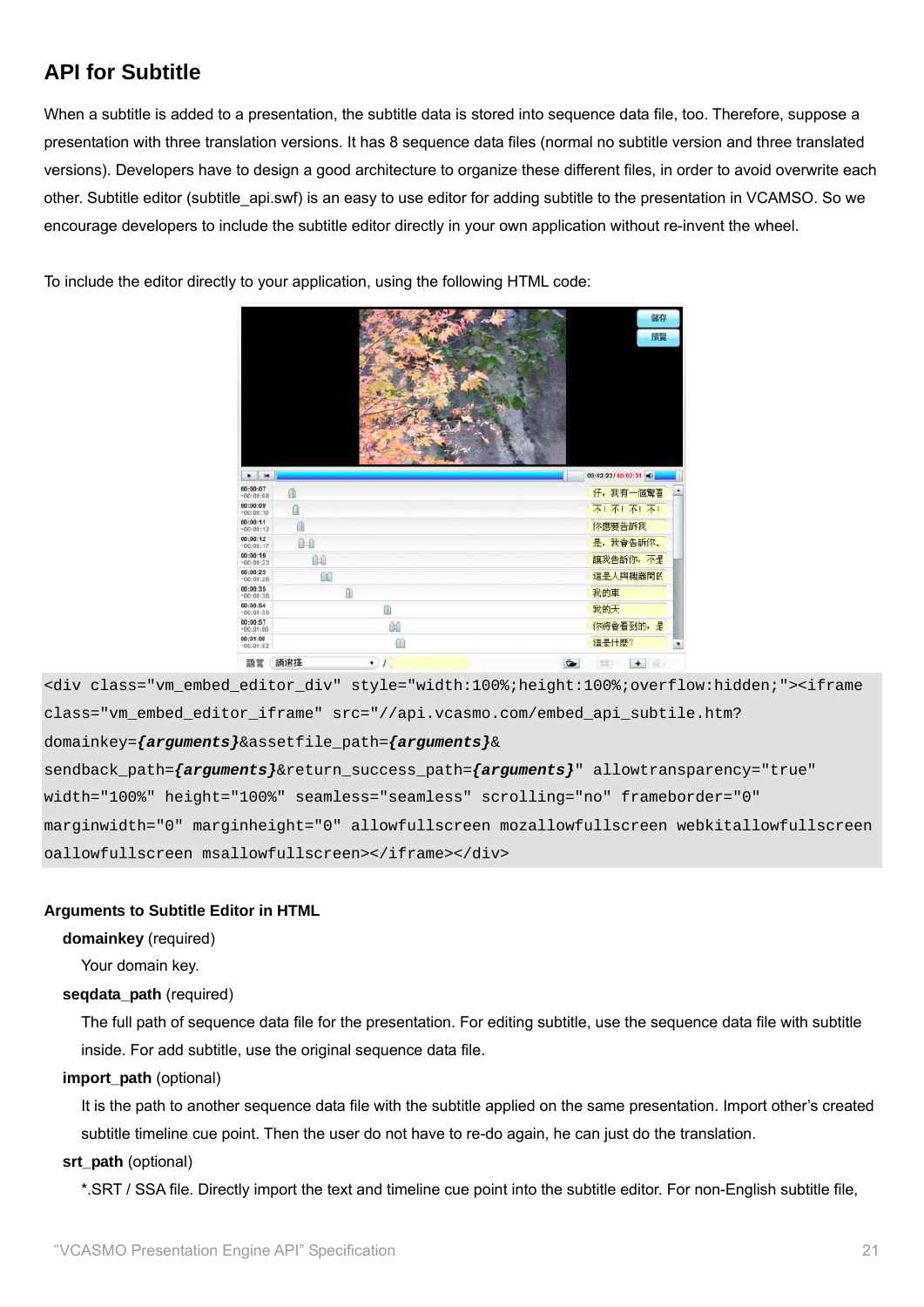## API for Subtitle

When a subtitle is added to a presentation, the subtitle data is stored into sequence data file, too. Therefore, suppose a presentation with three translation versions. It has 8 sequence data files (normal no subtitle version and three translated versions). Developers have to design a good architecture to organize these different files, in order to avoid overwrite each other. Subtitle editor (subtitle_api.swf) is an easy to use editor for adding subtitle to the presentation in VCAMSO. So we encourage developers to include the subtitle editor directly in your own application without re-invent the wheel.

To include the editor directly to your application, using the following HTML code:

```
<div class="vm_embed_editor_div" style="width:100%;height:100%;overflow:hidden;"><iframe class="vm_embed_editor_iframe" src="//api.vcasmo.com/embed_api_subtile.htm?domainkey={arguments}&assetfile_path={arguments}&sendback_path={arguments}&return_success_path={arguments}" allowtransparency="true" width="100%" height="100%" seamless="seamless" scrolling="no" frameborder="0" marginwidth="0" marginheight="0" allowfullscreen mozallowfullscreen webkitallowfullscreen oallowfullscreen msallowfullscreen></iframe></div>
```

**Arguments to Subtitle Editor in HTML**

**domainkey** (required)

Your domain key.

**seqdata_path** (required)

The full path of sequence data file for the presentation. For editing subtitle, use the sequence data file with subtitle inside. For add subtitle, use the original sequence data file.

**import_path** (optional)

It is the path to another sequence data file with the subtitle applied on the same presentation. Import other's created subtitle timeline cue point. Then the user do not have to re-do again, he can just do the translation.

**srt_path** (optional)

*.SRT / SSA file. Directly import the text and timeline cue point into the subtitle editor. For non-English subtitle file,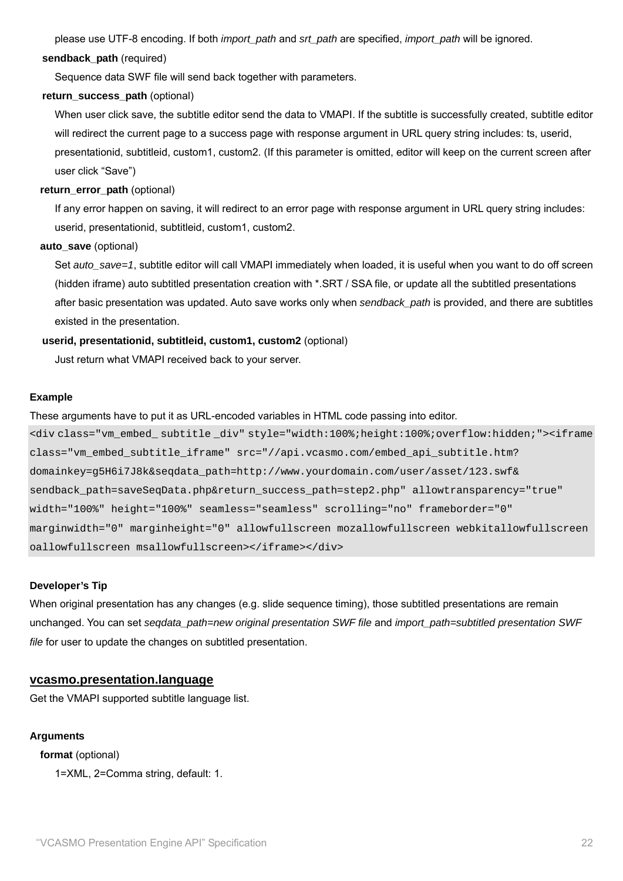please use UTF-8 encoding. If both *import_path* and *srt_path* are specified, *import_path* will be ignored.

**sendback_path** (required)

Sequence data SWF file will send back together with parameters.

**return_success_path** (optional)

When user click save, the subtitle editor send the data to VMAPI. If the subtitle is successfully created, subtitle editor will redirect the current page to a success page with response argument in URL query string includes: ts, userid, presentationid, subtitleid, custom1, custom2. (If this parameter is omitted, editor will keep on the current screen after user click "Save")

**return_error_path** (optional)

If any error happen on saving, it will redirect to an error page with response argument in URL query string includes: userid, presentationid, subtitleid, custom1, custom2.

**auto_save** (optional)

Set *auto_save=1*, subtitle editor will call VMAPI immediately when loaded, it is useful when you want to do off screen (hidden iframe) auto subtitled presentation creation with *.SRT / SSA file, or update all the subtitled presentations after basic presentation was updated. Auto save works only when *sendback_path* is provided, and there are subtitles existed in the presentation.

**userid, presentationid, subtitleid, custom1, custom2** (optional)

Just return what VMAPI received back to your server.

**Example**

These arguments have to put it as URL-encoded variables in HTML code passing into editor.

```
<div class="vm_embed_ subtitle _div" style="width:100%;height:100%;overflow:hidden;"><iframe class="vm_embed_subtitle_iframe" src="//api.vcasmo.com/embed_api_subtitle.htm?domainkey=g5H6i7J8k&seqdata_path=http://www.yourdomain.com/user/asset/123.swf&sendback_path=saveSeqData.php&return_success_path=step2.php" allowtransparency="true" width="100%" height="100%" seamless="seamless" scrolling="no" frameborder="0" marginwidth="0" marginheight="0" allowfullscreen mozallowfullscreen webkitallowfullscreen oallowfullscreen msallowfullscreen></iframe></div>
```

**Developer's Tip**

When original presentation has any changes (e.g. slide sequence timing), those subtitled presentations are remain unchanged. You can set *seqdata_path=new original presentation SWF file* and *import_path=subtitled presentation SWF file* for user to update the changes on subtitled presentation.

## vcasmo.presentation.language

Get the VMAPI supported subtitle language list.

**Arguments**

**format** (optional)

1=XML, 2=Comma string, default: 1.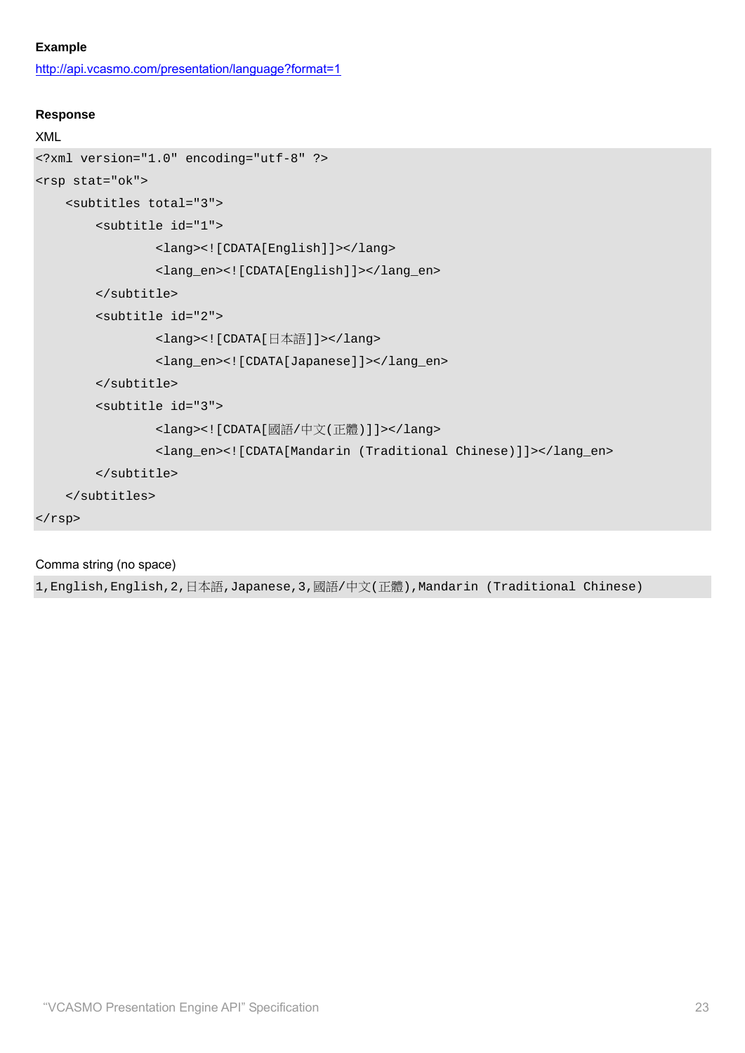**Example**

http://api.vcasmo.com/presentation/language?format=1

**Response**

XML

```
<?xml version="1.0" encoding="utf-8" ?>
<rsp stat="ok">
    <subtitles total="3">
        <subtitle id="1">
                <lang><![CDATA[English]]></lang>
                <lang_en><![CDATA[English]]></lang_en>
        </subtitle>
        <subtitle id="2">
                <lang><![CDATA[日本語]]></lang>
                <lang_en><![CDATA[Japanese]]></lang_en>
        </subtitle>
        <subtitle id="3">
                <lang><![CDATA[國語/中文(正體)]]></lang>
                <lang_en><![CDATA[Mandarin (Traditional Chinese)]]></lang_en>
        </subtitle>
    </subtitles>
</rsp>
```

Comma string (no space)

```
1,English,English,2,日本語,Japanese,3,國語/中文(正體),Mandarin (Traditional Chinese)
```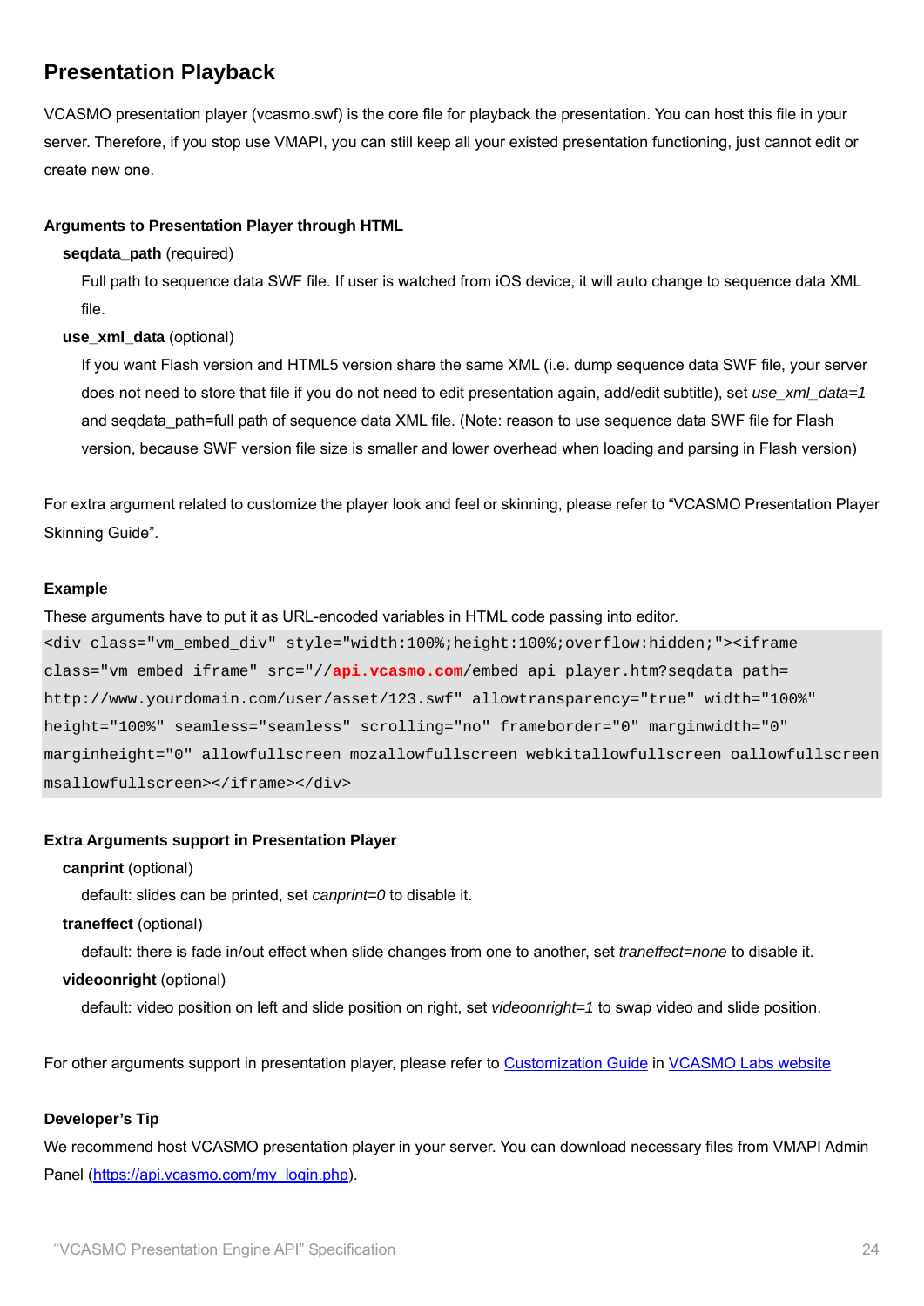## Presentation Playback

VCASMO presentation player (vcasmo.swf) is the core file for playback the presentation. You can host this file in your server. Therefore, if you stop use VMAPI, you can still keep all your existed presentation functioning, just cannot edit or create new one.

#### Arguments to Presentation Player through HTML

**seqdata_path** (required)

Full path to sequence data SWF file. If user is watched from iOS device, it will auto change to sequence data XML file.

**use_xml_data** (optional)

If you want Flash version and HTML5 version share the same XML (i.e. dump sequence data SWF file, your server does not need to store that file if you do not need to edit presentation again, add/edit subtitle), set *use_xml_data=1* and seqdata_path=full path of sequence data XML file. (Note: reason to use sequence data SWF file for Flash version, because SWF version file size is smaller and lower overhead when loading and parsing in Flash version)

For extra argument related to customize the player look and feel or skinning, please refer to “VCASMO Presentation Player Skinning Guide”.

#### Example

These arguments have to put it as URL-encoded variables in HTML code passing into editor.

```
<div class="vm_embed_div" style="width:100%;height:100%;overflow:hidden;"><iframe
class="vm_embed_iframe" src="//api.vcasmo.com/embed_api_player.htm?seqdata_path=
http://www.yourdomain.com/user/asset/123.swf" allowtransparency="true" width="100%"
height="100%" seamless="seamless" scrolling="no" frameborder="0" marginwidth="0"
marginheight="0" allowfullscreen mozallowfullscreen webkitallowfullscreen oallowfullscreen
msallowfullscreen></iframe></div>
```

#### Extra Arguments support in Presentation Player

**canprint** (optional)

default: slides can be printed, set *canprint=0* to disable it.

**traneffect** (optional)

default: there is fade in/out effect when slide changes from one to another, set *traneffect=none* to disable it.

**videoonright** (optional)

default: video position on left and slide position on right, set *videoonright=1* to swap video and slide position.

For other arguments support in presentation player, please refer to Customization Guide in VCASMO Labs website

#### Developer’s Tip

We recommend host VCASMO presentation player in your server. You can download necessary files from VMAPI Admin Panel (https://api.vcasmo.com/my_login.php).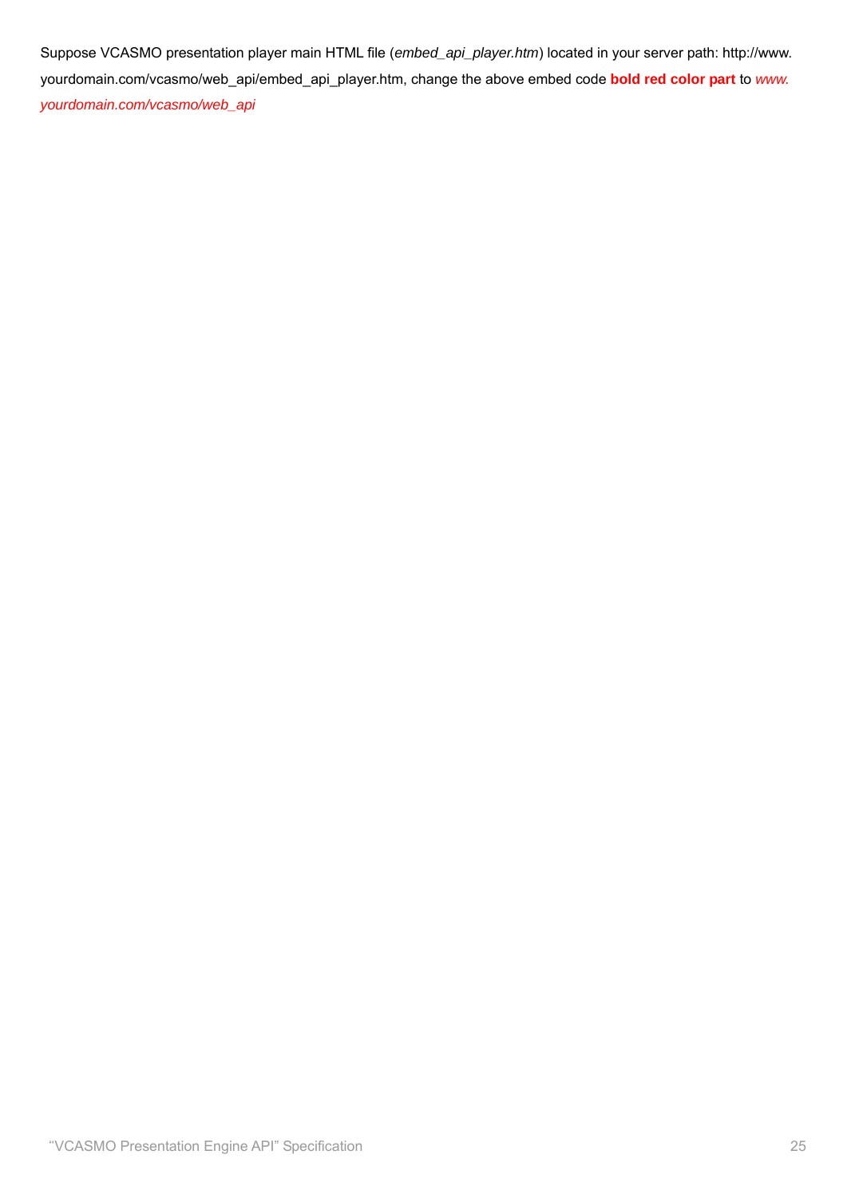Suppose VCASMO presentation player main HTML file (*embed_api_player.htm*) located in your server path: http://www.yourdomain.com/vcasmo/web_api/embed_api_player.htm, change the above embed code **bold red color part** to *www.yourdomain.com/vcasmo/web_api*